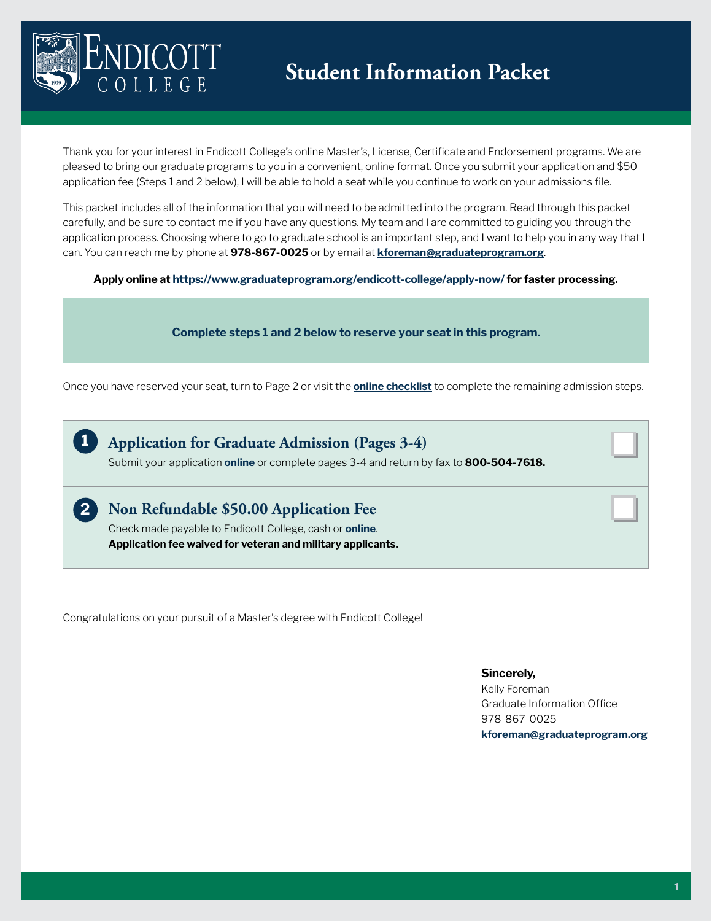# Endicott College — Student Information Packet

Thank you for your interest in Endicott College's online Master's, License, Certificate and Endorsement programs. We are pleased to bring our graduate programs to you in a convenient, online format. Once you submit your application and $50 application fee (Steps 1 and 2 below), I will be able to hold a seat while you continue to work on your admissions file.

This packet includes all of the information that you will need to be admitted into the program. Read through this packet carefully, and be sure to contact me if you have any questions. My team and I are committed to guiding you through the application process. Choosing where to go to graduate school is an important step, and I want to help you in any way that I can. You can reach me by phone at **978-867-0025** or by email at **kforeman@graduateprogram.org**.

**Apply online at https://www.graduateprogram.org/endicott-college/apply-now/ for faster processing.**

**Complete steps 1 and 2 below to reserve your seat in this program.**

Once you have reserved your seat, turn to Page 2 or visit the **online checklist** to complete the remaining admission steps.

## 1 Application for Graduate Admission (Pages 3-4)

Submit your application **online** or complete pages 3-4 and return by fax to **800-504-7618.**

## 2 Non Refundable $50.00 Application Fee

Check made payable to Endicott College, cash or **online**.

**Application fee waived for veteran and military applicants.**

Congratulations on your pursuit of a Master's degree with Endicott College!

**Sincerely,**
Kelly Foreman
Graduate Information Office
978-867-0025
**kforeman@graduateprogram.org**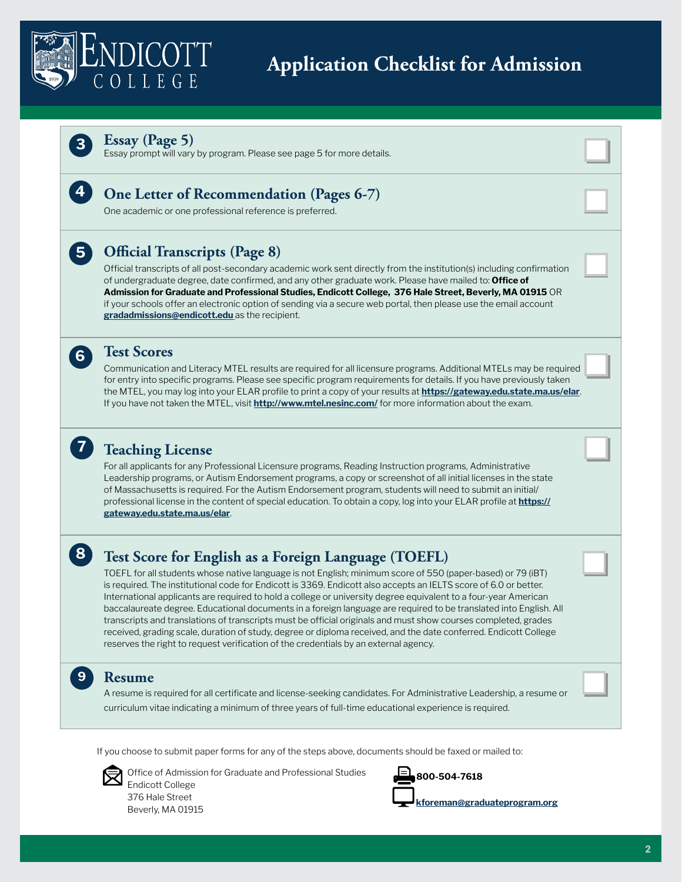# Application Checklist for Admission

### 3 Essay (Page 5)

Essay prompt will vary by program. Please see page 5 for more details.

### 4 One Letter of Recommendation (Pages 6-7)

One academic or one professional reference is preferred.

### 5 Official Transcripts (Page 8)

Official transcripts of all post-secondary academic work sent directly from the institution(s) including confirmation of undergraduate degree, date confirmed, and any other graduate work. Please have mailed to: **Office of Admission for Graduate and Professional Studies, Endicott College, 376 Hale Street, Beverly, MA 01915** OR if your schools offer an electronic option of sending via a secure web portal, then please use the email account **gradadmissions@endicott.edu** as the recipient.

### 6 Test Scores

Communication and Literacy MTEL results are required for all licensure programs. Additional MTELs may be required for entry into specific programs. Please see specific program requirements for details. If you have previously taken the MTEL, you may log into your ELAR profile to print a copy of your results at **https://gateway.edu.state.ma.us/elar**. If you have not taken the MTEL, visit **http://www.mtel.nesinc.com/** for more information about the exam.

### 7 Teaching License

For all applicants for any Professional Licensure programs, Reading Instruction programs, Administrative Leadership programs, or Autism Endorsement programs, a copy or screenshot of all initial licenses in the state of Massachusetts is required. For the Autism Endorsement program, students will need to submit an initial/professional license in the content of special education. To obtain a copy, log into your ELAR profile at **https://gateway.edu.state.ma.us/elar**.

### 8 Test Score for English as a Foreign Language (TOEFL)

TOEFL for all students whose native language is not English; minimum score of 550 (paper-based) or 79 (iBT) is required. The institutional code for Endicott is 3369. Endicott also accepts an IELTS score of 6.0 or better. International applicants are required to hold a college or university degree equivalent to a four-year American baccalaureate degree. Educational documents in a foreign language are required to be translated into English. All transcripts and translations of transcripts must be official originals and must show courses completed, grades received, grading scale, duration of study, degree or diploma received, and the date conferred. Endicott College reserves the right to request verification of the credentials by an external agency.

### 9 Resume

A resume is required for all certificate and license-seeking candidates. For Administrative Leadership, a resume or curriculum vitae indicating a minimum of three years of full-time educational experience is required.

If you choose to submit paper forms for any of the steps above, documents should be faxed or mailed to:

Office of Admission for Graduate and Professional Studies
Endicott College
376 Hale Street
Beverly, MA 01915

**800-504-7618**

**kforeman@graduateprogram.org**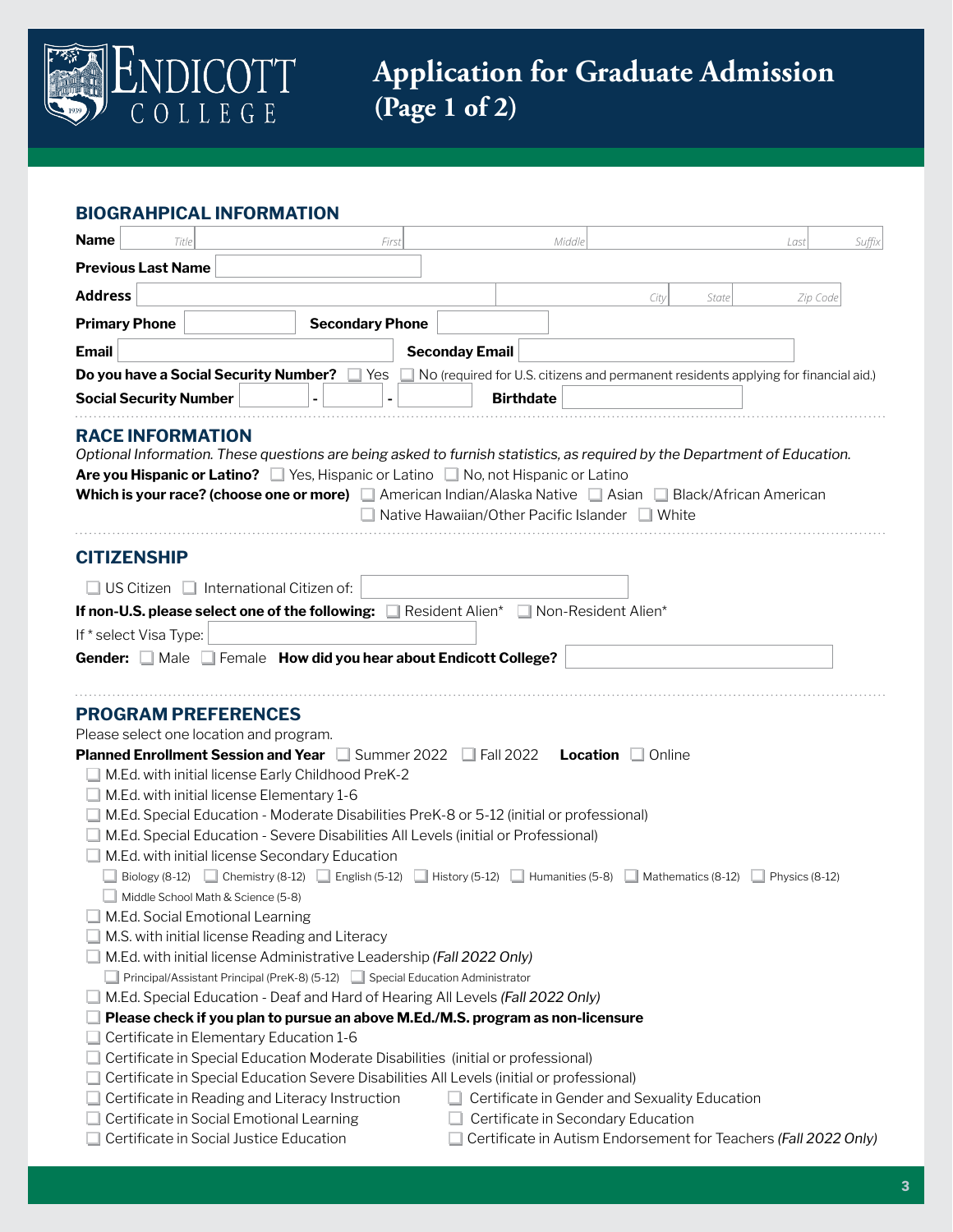# Endicott College

# Application for Graduate Admission (Page 1 of 2)

## BIOGRAHPICAL INFORMATION

**Name** Title ______ First ______ Middle ______ Last ______ Suffix ______

**Previous Last Name** ______

**Address** ______ City ______ State ______ Zip Code ______

**Primary Phone** ______ **Secondary Phone** ______

**Email** ______ **Seconday Email** ______

**Do you have a Social Security Number?** ☐ Yes ☐ No (required for U.S. citizens and permanent residents applying for financial aid.)

**Social Security Number** ______ - ______ - ______ **Birthdate** ______

## RACE INFORMATION

*Optional Information. These questions are being asked to furnish statistics, as required by the Department of Education.*

**Are you Hispanic or Latino?** ☐ Yes, Hispanic or Latino ☐ No, not Hispanic or Latino

**Which is your race? (choose one or more)** ☐ American Indian/Alaska Native ☐ Asian ☐ Black/African American ☐ Native Hawaiian/Other Pacific Islander ☐ White

## CITIZENSHIP

☐ US Citizen ☐ International Citizen of: ______

**If non-U.S. please select one of the following:** ☐ Resident Alien* ☐ Non-Resident Alien*

If * select Visa Type: ______

**Gender:** ☐ Male ☐ Female **How did you hear about Endicott College?** ______

## PROGRAM PREFERENCES

Please select one location and program.

**Planned Enrollment Session and Year** ☐ Summer 2022 ☐ Fall 2022 **Location** ☐ Online

- ☐ M.Ed. with initial license Early Childhood PreK-2
- ☐ M.Ed. with initial license Elementary 1-6
- ☐ M.Ed. Special Education - Moderate Disabilities PreK-8 or 5-12 (initial or professional)
- ☐ M.Ed. Special Education - Severe Disabilities All Levels (initial or Professional)
- ☐ M.Ed. with initial license Secondary Education
  - ☐ Biology (8-12) ☐ Chemistry (8-12) ☐ English (5-12) ☐ History (5-12) ☐ Humanities (5-8) ☐ Mathematics (8-12) ☐ Physics (8-12)
  - ☐ Middle School Math & Science (5-8)
- ☐ M.Ed. Social Emotional Learning
- ☐ M.S. with initial license Reading and Literacy
- ☐ M.Ed. with initial license Administrative Leadership *(Fall 2022 Only)*
  - ☐ Principal/Assistant Principal (PreK-8) (5-12) ☐ Special Education Administrator
- ☐ M.Ed. Special Education - Deaf and Hard of Hearing All Levels *(Fall 2022 Only)*
- ☐ **Please check if you plan to pursue an above M.Ed./M.S. program as non-licensure**
- ☐ Certificate in Elementary Education 1-6
- ☐ Certificate in Special Education Moderate Disabilities (initial or professional)
- ☐ Certificate in Special Education Severe Disabilities All Levels (initial or professional)
- ☐ Certificate in Reading and Literacy Instruction
- ☐ Certificate in Social Emotional Learning
- ☐ Certificate in Social Justice Education
- ☐ Certificate in Gender and Sexuality Education
- ☐ Certificate in Secondary Education
- ☐ Certificate in Autism Endorsement for Teachers *(Fall 2022 Only)*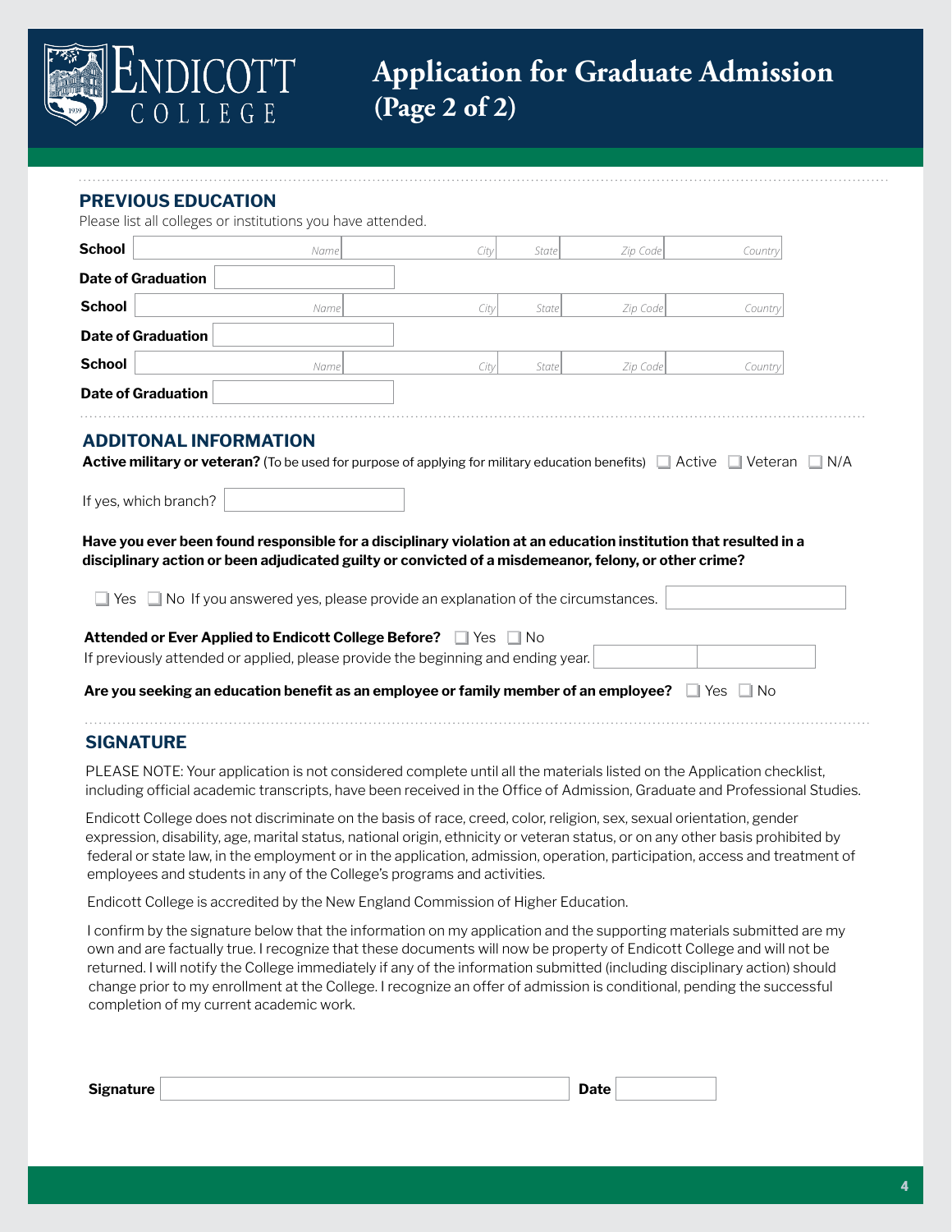# Endicott College

## Application for Graduate Admission (Page 2 of 2)

### PREVIOUS EDUCATION

Please list all colleges or institutions you have attended.

| School | Name | City | State | Zip Code | Country |
|---|---|---|---|---|---|
| **Date of Graduation** | | | | | |
| **School** | Name | City | State | Zip Code | Country |
| **Date of Graduation** | | | | | |
| **School** | Name | City | State | Zip Code | Country |
| **Date of Graduation** | | | | | |

### ADDITONAL INFORMATION

**Active military or veteran?** (To be used for purpose of applying for military education benefits) ☐ Active ☐ Veteran ☐ N/A

If yes, which branch?

**Have you ever been found responsible for a disciplinary violation at an education institution that resulted in a disciplinary action or been adjudicated guilty or convicted of a misdemeanor, felony, or other crime?**

☐ Yes ☐ No If you answered yes, please provide an explanation of the circumstances.

**Attended or Ever Applied to Endicott College Before?** ☐ Yes ☐ No

If previously attended or applied, please provide the beginning and ending year.

**Are you seeking an education benefit as an employee or family member of an employee?** ☐ Yes ☐ No

### SIGNATURE

PLEASE NOTE: Your application is not considered complete until all the materials listed on the Application checklist, including official academic transcripts, have been received in the Office of Admission, Graduate and Professional Studies.

Endicott College does not discriminate on the basis of race, creed, color, religion, sex, sexual orientation, gender expression, disability, age, marital status, national origin, ethnicity or veteran status, or on any other basis prohibited by federal or state law, in the employment or in the application, admission, operation, participation, access and treatment of employees and students in any of the College's programs and activities.

Endicott College is accredited by the New England Commission of Higher Education.

I confirm by the signature below that the information on my application and the supporting materials submitted are my own and are factually true. I recognize that these documents will now be property of Endicott College and will not be returned. I will notify the College immediately if any of the information submitted (including disciplinary action) should change prior to my enrollment at the College. I recognize an offer of admission is conditional, pending the successful completion of my current academic work.

**Signature** ____________________ **Date** __________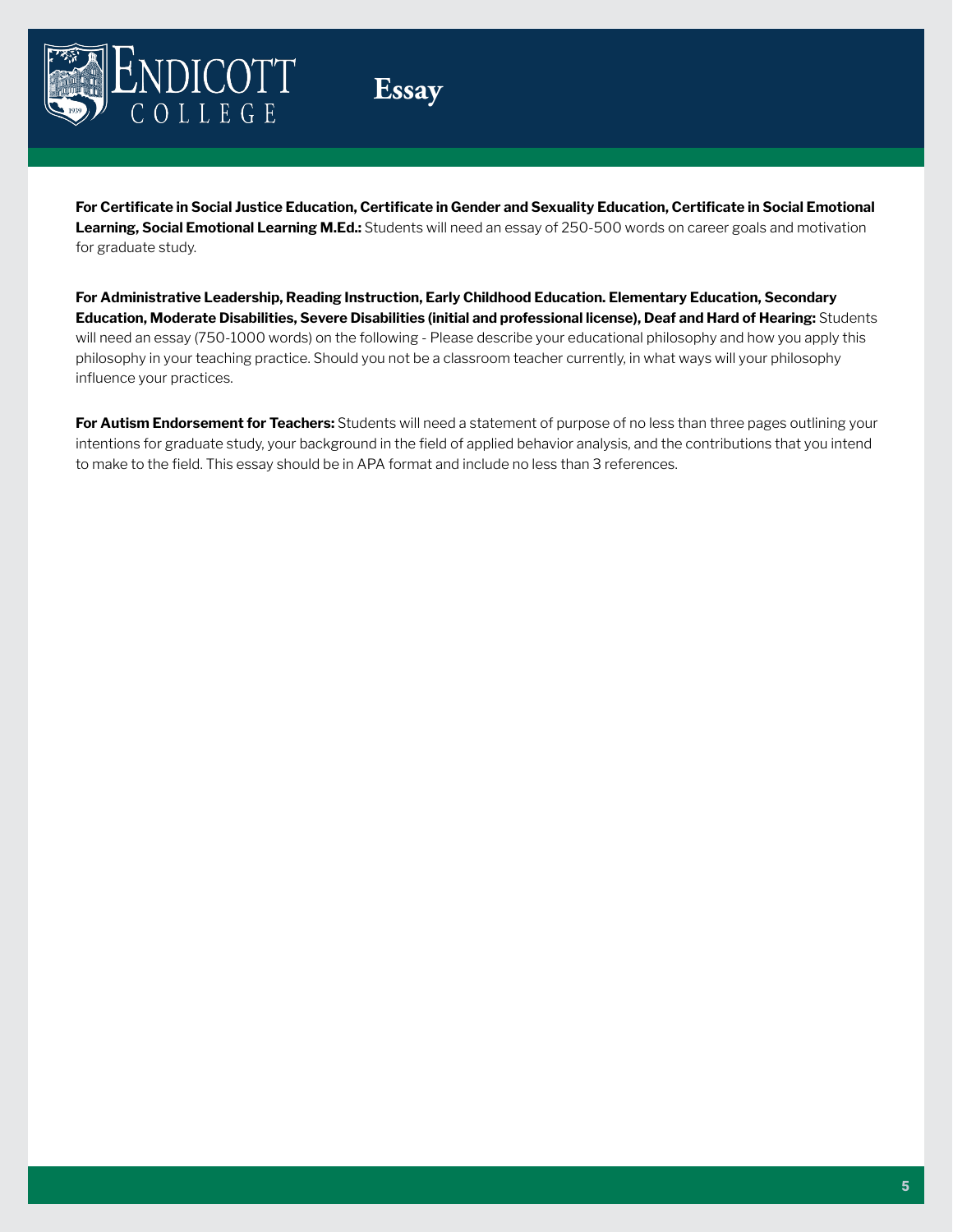# Essay

**For Certificate in Social Justice Education, Certificate in Gender and Sexuality Education, Certificate in Social Emotional Learning, Social Emotional Learning M.Ed.:** Students will need an essay of 250-500 words on career goals and motivation for graduate study.

**For Administrative Leadership, Reading Instruction, Early Childhood Education. Elementary Education, Secondary Education, Moderate Disabilities, Severe Disabilities (initial and professional license), Deaf and Hard of Hearing:** Students will need an essay (750-1000 words) on the following - Please describe your educational philosophy and how you apply this philosophy in your teaching practice. Should you not be a classroom teacher currently, in what ways will your philosophy influence your practices.

**For Autism Endorsement for Teachers:** Students will need a statement of purpose of no less than three pages outlining your intentions for graduate study, your background in the field of applied behavior analysis, and the contributions that you intend to make to the field. This essay should be in APA format and include no less than 3 references.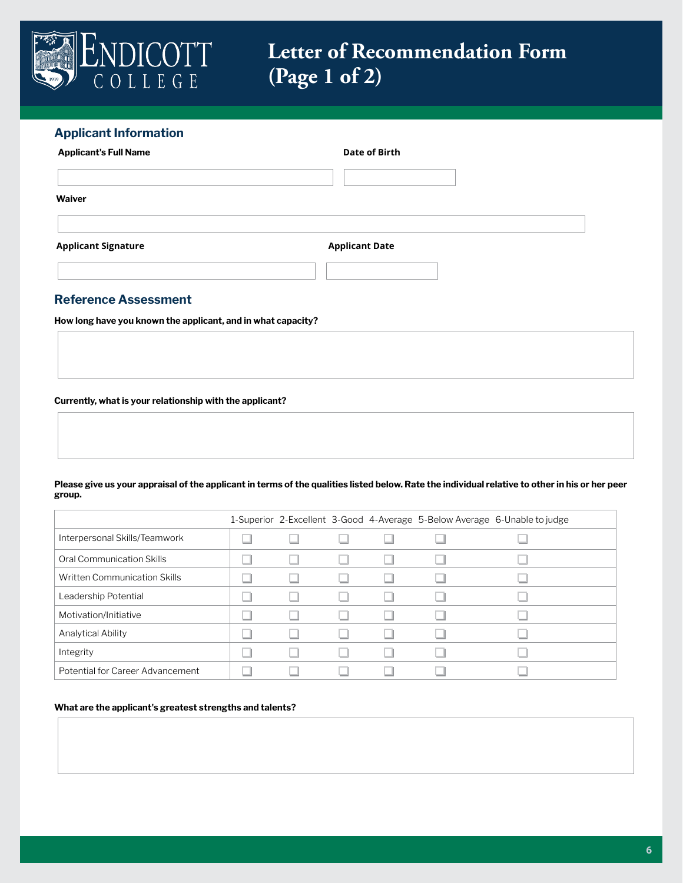# Letter of Recommendation Form (Page 1 of 2)

## Applicant Information

**Applicant's Full Name**

**Date of Birth**

**Waiver**

**Applicant Signature**

**Applicant Date**

## Reference Assessment

**How long have you known the applicant, and in what capacity?**

**Currently, what is your relationship with the applicant?**

**Please give us your appraisal of the applicant in terms of the qualities listed below. Rate the individual relative to other in his or her peer group.**

| | 1-Superior | 2-Excellent | 3-Good | 4-Average | 5-Below Average | 6-Unable to judge |
|---|---|---|---|---|---|---|
| Interpersonal Skills/Teamwork | ☐ | ☐ | ☐ | ☐ | ☐ | ☐ |
| Oral Communication Skills | ☐ | ☐ | ☐ | ☐ | ☐ | ☐ |
| Written Communication Skills | ☐ | ☐ | ☐ | ☐ | ☐ | ☐ |
| Leadership Potential | ☐ | ☐ | ☐ | ☐ | ☐ | ☐ |
| Motivation/Initiative | ☐ | ☐ | ☐ | ☐ | ☐ | ☐ |
| Analytical Ability | ☐ | ☐ | ☐ | ☐ | ☐ | ☐ |
| Integrity | ☐ | ☐ | ☐ | ☐ | ☐ | ☐ |
| Potential for Career Advancement | ☐ | ☐ | ☐ | ☐ | ☐ | ☐ |

**What are the applicant's greatest strengths and talents?**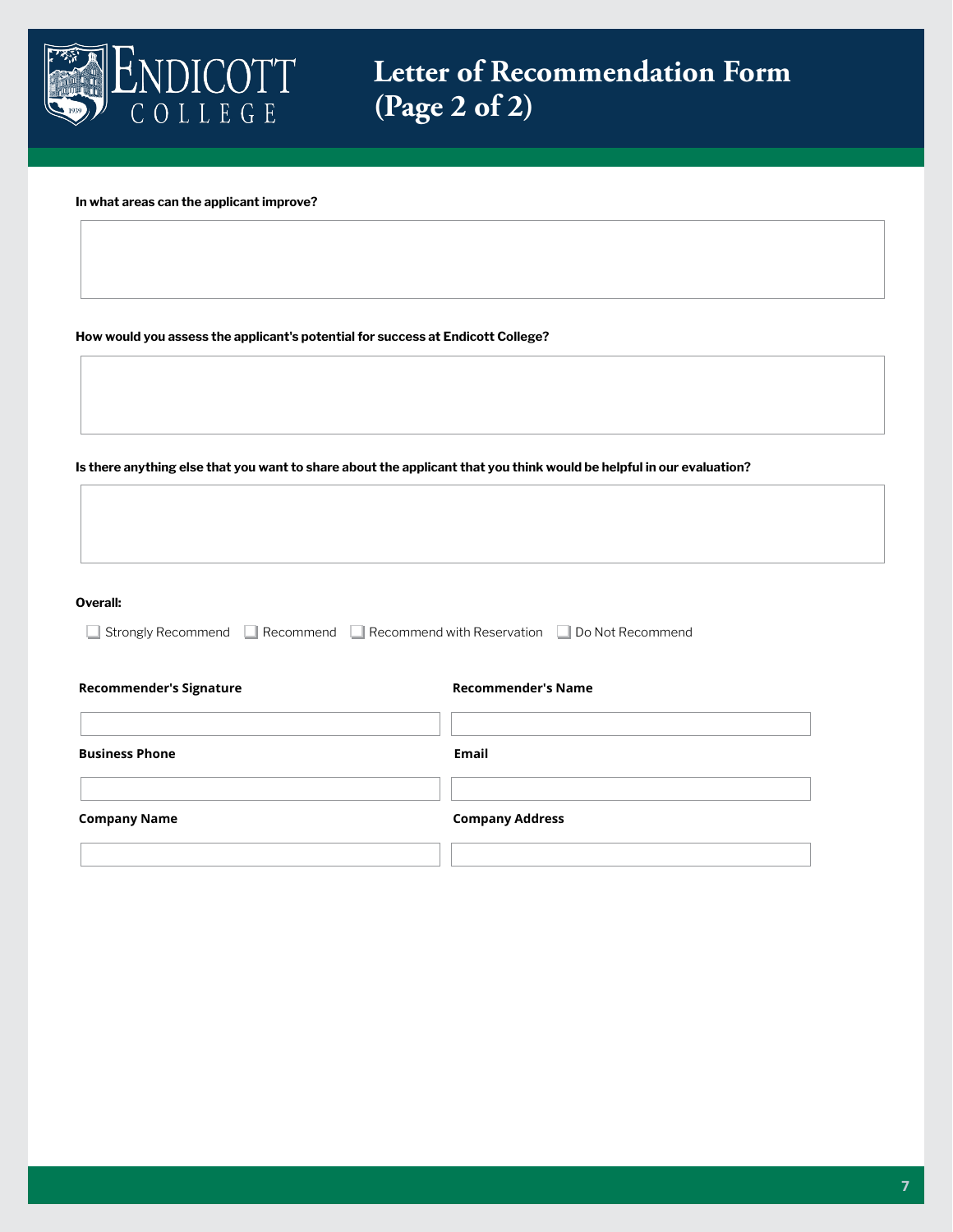# Letter of Recommendation Form (Page 2 of 2)

**In what areas can the applicant improve?**

**How would you assess the applicant's potential for success at Endicott College?**

**Is there anything else that you want to share about the applicant that you think would be helpful in our evaluation?**

**Overall:**

☐ Strongly Recommend ☐ Recommend ☐ Recommend with Reservation ☐ Do Not Recommend

| **Recommender's Signature** | **Recommender's Name** |
| --- | --- |
| | |
| **Business Phone** | **Email** |
| | |
| **Company Name** | **Company Address** |
| | |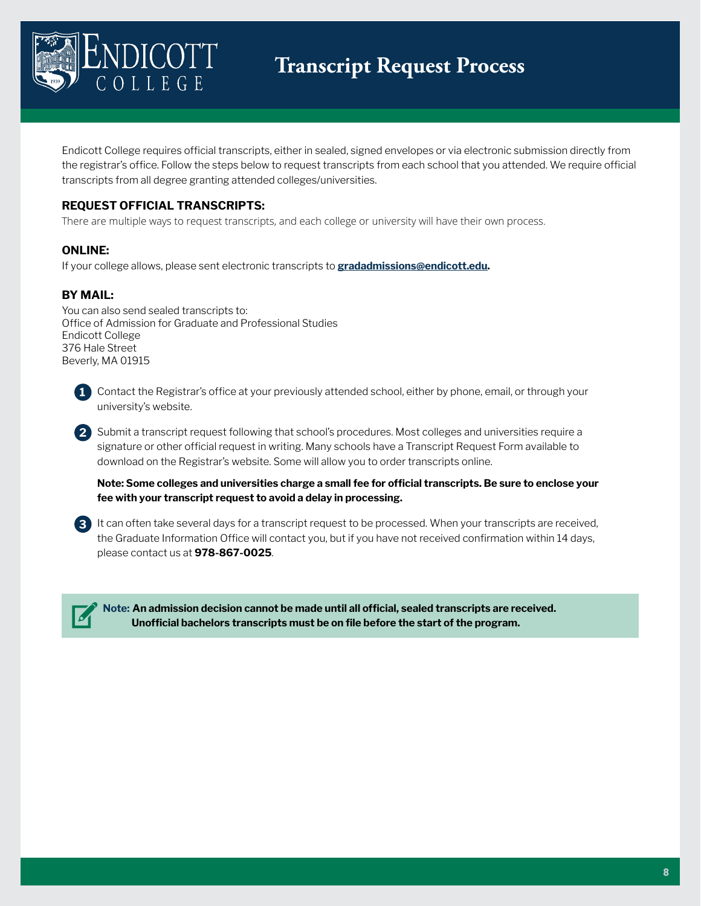# Transcript Request Process

Endicott College requires official transcripts, either in sealed, signed envelopes or via electronic submission directly from the registrar's office. Follow the steps below to request transcripts from each school that you attended. We require official transcripts from all degree granting attended colleges/universities.

## REQUEST OFFICIAL TRANSCRIPTS:

There are multiple ways to request transcripts, and each college or university will have their own process.

### ONLINE:

If your college allows, please sent electronic transcripts to **gradadmissions@endicott.edu.**

### BY MAIL:

You can also send sealed transcripts to:
Office of Admission for Graduate and Professional Studies
Endicott College
376 Hale Street
Beverly, MA 01915

1. Contact the Registrar's office at your previously attended school, either by phone, email, or through your university's website.

2. Submit a transcript request following that school's procedures. Most colleges and universities require a signature or other official request in writing. Many schools have a Transcript Request Form available to download on the Registrar's website. Some will allow you to order transcripts online.

   **Note: Some colleges and universities charge a small fee for official transcripts. Be sure to enclose your fee with your transcript request to avoid a delay in processing.**

3. It can often take several days for a transcript request to be processed. When your transcripts are received, the Graduate Information Office will contact you, but if you have not received confirmation within 14 days, please contact us at **978-867-0025**.

**Note: An admission decision cannot be made until all official, sealed transcripts are received. Unofficial bachelors transcripts must be on file before the start of the program.**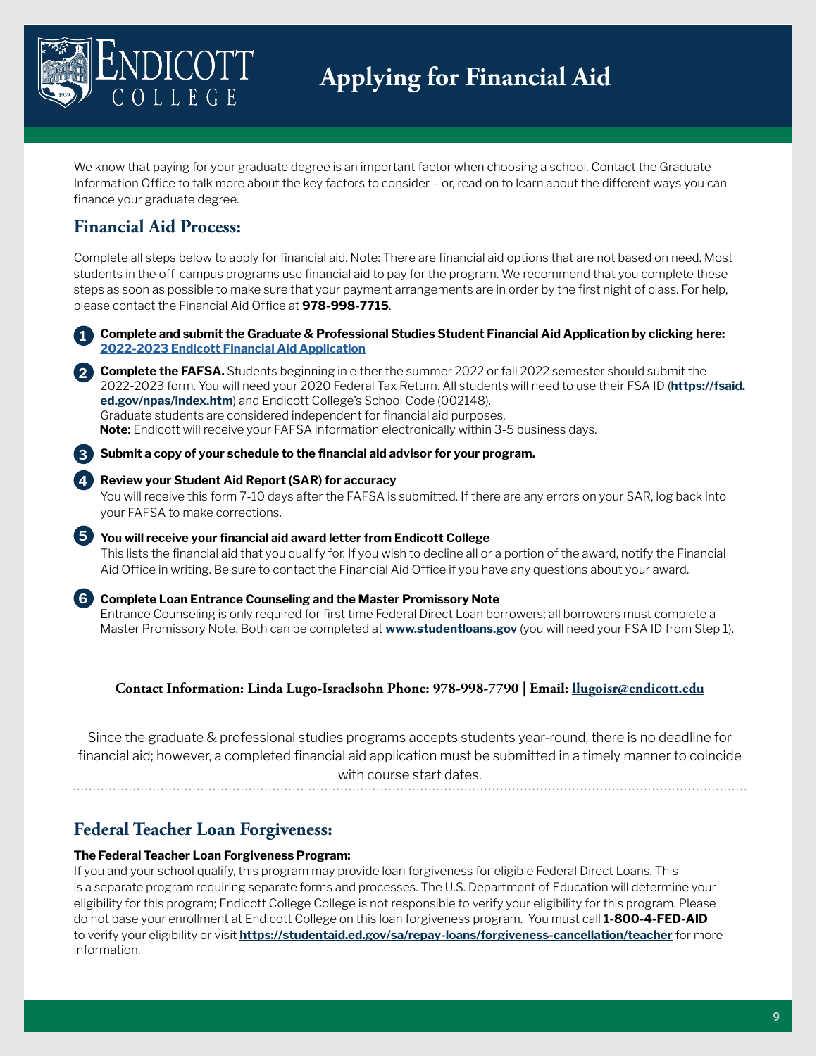# Endicott College

# Applying for Financial Aid

We know that paying for your graduate degree is an important factor when choosing a school. Contact the Graduate Information Office to talk more about the key factors to consider – or, read on to learn about the different ways you can finance your graduate degree.

## Financial Aid Process:

Complete all steps below to apply for financial aid. Note: There are financial aid options that are not based on need. Most students in the off-campus programs use financial aid to pay for the program. We recommend that you complete these steps as soon as possible to make sure that your payment arrangements are in order by the first night of class. For help, please contact the Financial Aid Office at **978-998-7715**.

1. **Complete and submit the Graduate & Professional Studies Student Financial Aid Application by clicking here: [2022-2023 Endicott Financial Aid Application]**

2. **Complete the FAFSA.** Students beginning in either the summer 2022 or fall 2022 semester should submit the 2022-2023 form. You will need your 2020 Federal Tax Return. All students will need to use their FSA ID (**https://fsaid.ed.gov/npas/index.htm**) and Endicott College's School Code (002148).
   Graduate students are considered independent for financial aid purposes.
   **Note:** Endicott will receive your FAFSA information electronically within 3-5 business days.

3. **Submit a copy of your schedule to the financial aid advisor for your program.**

4. **Review your Student Aid Report (SAR) for accuracy**
   You will receive this form 7-10 days after the FAFSA is submitted. If there are any errors on your SAR, log back into your FAFSA to make corrections.

5. **You will receive your financial aid award letter from Endicott College**
   This lists the financial aid that you qualify for. If you wish to decline all or a portion of the award, notify the Financial Aid Office in writing. Be sure to contact the Financial Aid Office if you have any questions about your award.

6. **Complete Loan Entrance Counseling and the Master Promissory Note**
   Entrance Counseling is only required for first time Federal Direct Loan borrowers; all borrowers must complete a Master Promissory Note. Both can be completed at **www.studentloans.gov** (you will need your FSA ID from Step 1).

**Contact Information: Linda Lugo-Israelsohn Phone: 978-998-7790 | Email: llugoisr@endicott.edu**

Since the graduate & professional studies programs accepts students year-round, there is no deadline for financial aid; however, a completed financial aid application must be submitted in a timely manner to coincide with course start dates.

## Federal Teacher Loan Forgiveness:

**The Federal Teacher Loan Forgiveness Program:**

If you and your school qualify, this program may provide loan forgiveness for eligible Federal Direct Loans. This is a separate program requiring separate forms and processes. The U.S. Department of Education will determine your eligibility for this program; Endicott College College is not responsible to verify your eligibility for this program. Please do not base your enrollment at Endicott College on this loan forgiveness program. You must call **1-800-4-FED-AID** to verify your eligibility or visit **https://studentaid.ed.gov/sa/repay-loans/forgiveness-cancellation/teacher** for more information.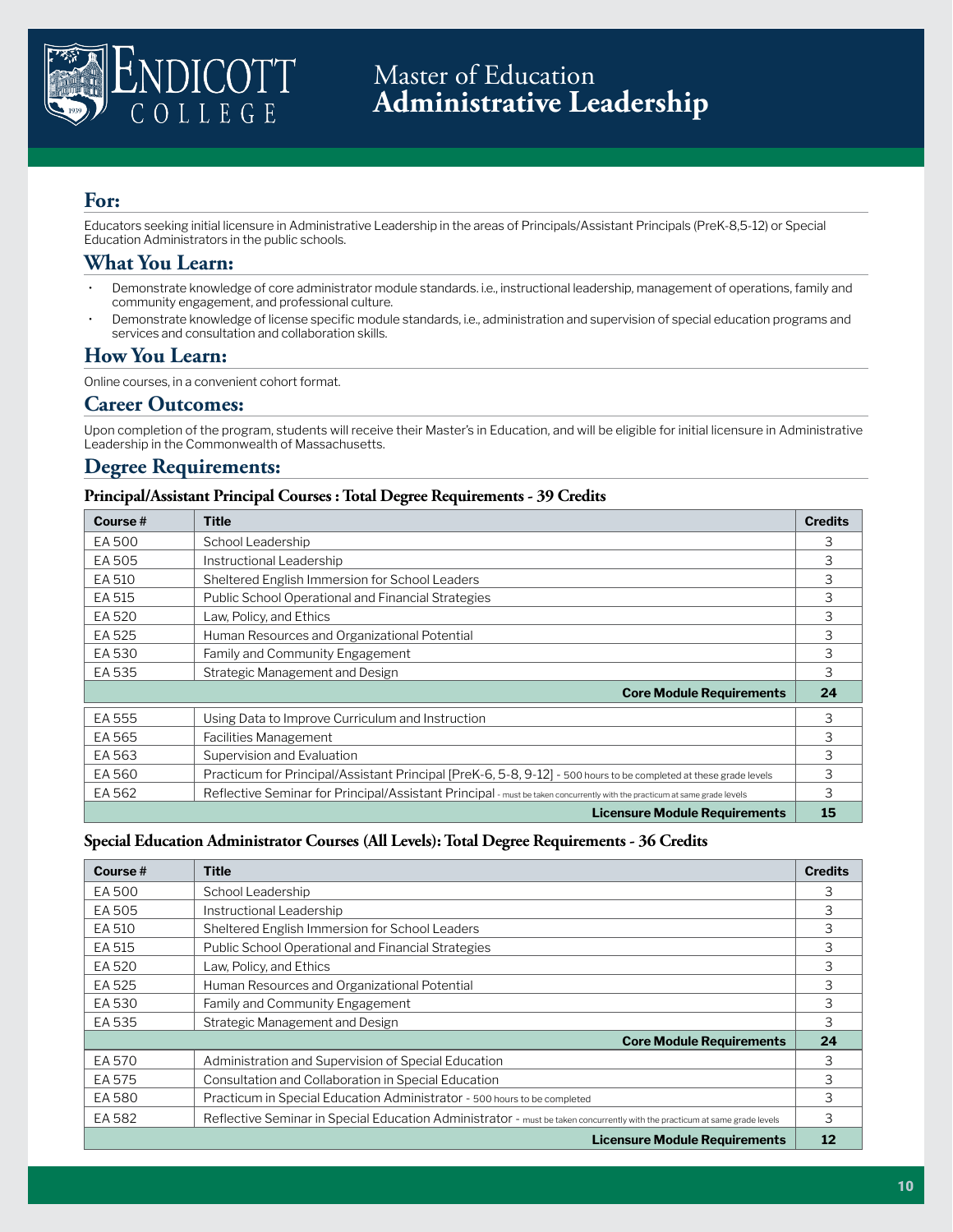# Endicott College

# Master of Education
# **Administrative Leadership**

## For:

Educators seeking initial licensure in Administrative Leadership in the areas of Principals/Assistant Principals (PreK-8,5-12) or Special Education Administrators in the public schools.

## What You Learn:

- Demonstrate knowledge of core administrator module standards. i.e., instructional leadership, management of operations, family and community engagement, and professional culture.
- Demonstrate knowledge of license specific module standards, i.e., administration and supervision of special education programs and services and consultation and collaboration skills.

## How You Learn:

Online courses, in a convenient cohort format.

## Career Outcomes:

Upon completion of the program, students will receive their Master's in Education, and will be eligible for initial licensure in Administrative Leadership in the Commonwealth of Massachusetts.

## Degree Requirements:

### Principal/Assistant Principal Courses : Total Degree Requirements - 39 Credits

| Course # | Title | Credits |
|---|---|---|
| EA 500 | School Leadership | 3 |
| EA 505 | Instructional Leadership | 3 |
| EA 510 | Sheltered English Immersion for School Leaders | 3 |
| EA 515 | Public School Operational and Financial Strategies | 3 |
| EA 520 | Law, Policy, and Ethics | 3 |
| EA 525 | Human Resources and Organizational Potential | 3 |
| EA 530 | Family and Community Engagement | 3 |
| EA 535 | Strategic Management and Design | 3 |
| | **Core Module Requirements** | **24** |
| EA 555 | Using Data to Improve Curriculum and Instruction | 3 |
| EA 565 | Facilities Management | 3 |
| EA 563 | Supervision and Evaluation | 3 |
| EA 560 | Practicum for Principal/Assistant Principal [PreK-6, 5-8, 9-12] - 500 hours to be completed at these grade levels | 3 |
| EA 562 | Reflective Seminar for Principal/Assistant Principal - must be taken concurrently with the practicum at same grade levels | 3 |
| | **Licensure Module Requirements** | **15** |

### Special Education Administrator Courses (All Levels): Total Degree Requirements - 36 Credits

| Course # | Title | Credits |
|---|---|---|
| EA 500 | School Leadership | 3 |
| EA 505 | Instructional Leadership | 3 |
| EA 510 | Sheltered English Immersion for School Leaders | 3 |
| EA 515 | Public School Operational and Financial Strategies | 3 |
| EA 520 | Law, Policy, and Ethics | 3 |
| EA 525 | Human Resources and Organizational Potential | 3 |
| EA 530 | Family and Community Engagement | 3 |
| EA 535 | Strategic Management and Design | 3 |
| | **Core Module Requirements** | **24** |
| EA 570 | Administration and Supervision of Special Education | 3 |
| EA 575 | Consultation and Collaboration in Special Education | 3 |
| EA 580 | Practicum in Special Education Administrator - 500 hours to be completed | 3 |
| EA 582 | Reflective Seminar in Special Education Administrator - must be taken concurrently with the practicum at same grade levels | 3 |
| | **Licensure Module Requirements** | **12** |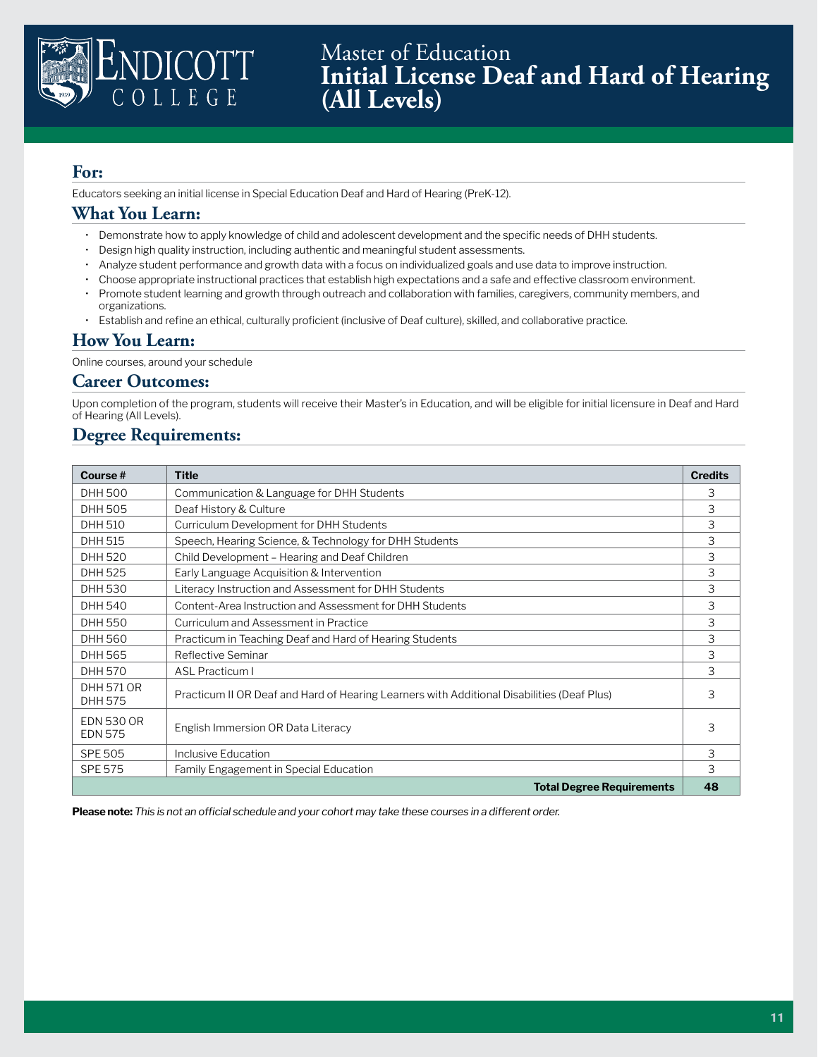ENDICOTT COLLEGE

# Master of Education
# Initial License Deaf and Hard of Hearing (All Levels)

## For:

Educators seeking an initial license in Special Education Deaf and Hard of Hearing (PreK-12).

## What You Learn:

- Demonstrate how to apply knowledge of child and adolescent development and the specific needs of DHH students.
- Design high quality instruction, including authentic and meaningful student assessments.
- Analyze student performance and growth data with a focus on individualized goals and use data to improve instruction.
- Choose appropriate instructional practices that establish high expectations and a safe and effective classroom environment.
- Promote student learning and growth through outreach and collaboration with families, caregivers, community members, and organizations.
- Establish and refine an ethical, culturally proficient (inclusive of Deaf culture), skilled, and collaborative practice.

## How You Learn:

Online courses, around your schedule

## Career Outcomes:

Upon completion of the program, students will receive their Master's in Education, and will be eligible for initial licensure in Deaf and Hard of Hearing (All Levels).

## Degree Requirements:

| Course # | Title | Credits |
|---|---|---|
| DHH 500 | Communication & Language for DHH Students | 3 |
| DHH 505 | Deaf History & Culture | 3 |
| DHH 510 | Curriculum Development for DHH Students | 3 |
| DHH 515 | Speech, Hearing Science, & Technology for DHH Students | 3 |
| DHH 520 | Child Development – Hearing and Deaf Children | 3 |
| DHH 525 | Early Language Acquisition & Intervention | 3 |
| DHH 530 | Literacy Instruction and Assessment for DHH Students | 3 |
| DHH 540 | Content-Area Instruction and Assessment for DHH Students | 3 |
| DHH 550 | Curriculum and Assessment in Practice | 3 |
| DHH 560 | Practicum in Teaching Deaf and Hard of Hearing Students | 3 |
| DHH 565 | Reflective Seminar | 3 |
| DHH 570 | ASL Practicum I | 3 |
| DHH 571 OR DHH 575 | Practicum II OR Deaf and Hard of Hearing Learners with Additional Disabilities (Deaf Plus) | 3 |
| EDN 530 OR EDN 575 | English Immersion OR Data Literacy | 3 |
| SPE 505 | Inclusive Education | 3 |
| SPE 575 | Family Engagement in Special Education | 3 |
| | **Total Degree Requirements** | **48** |

**Please note:** *This is not an official schedule and your cohort may take these courses in a different order.*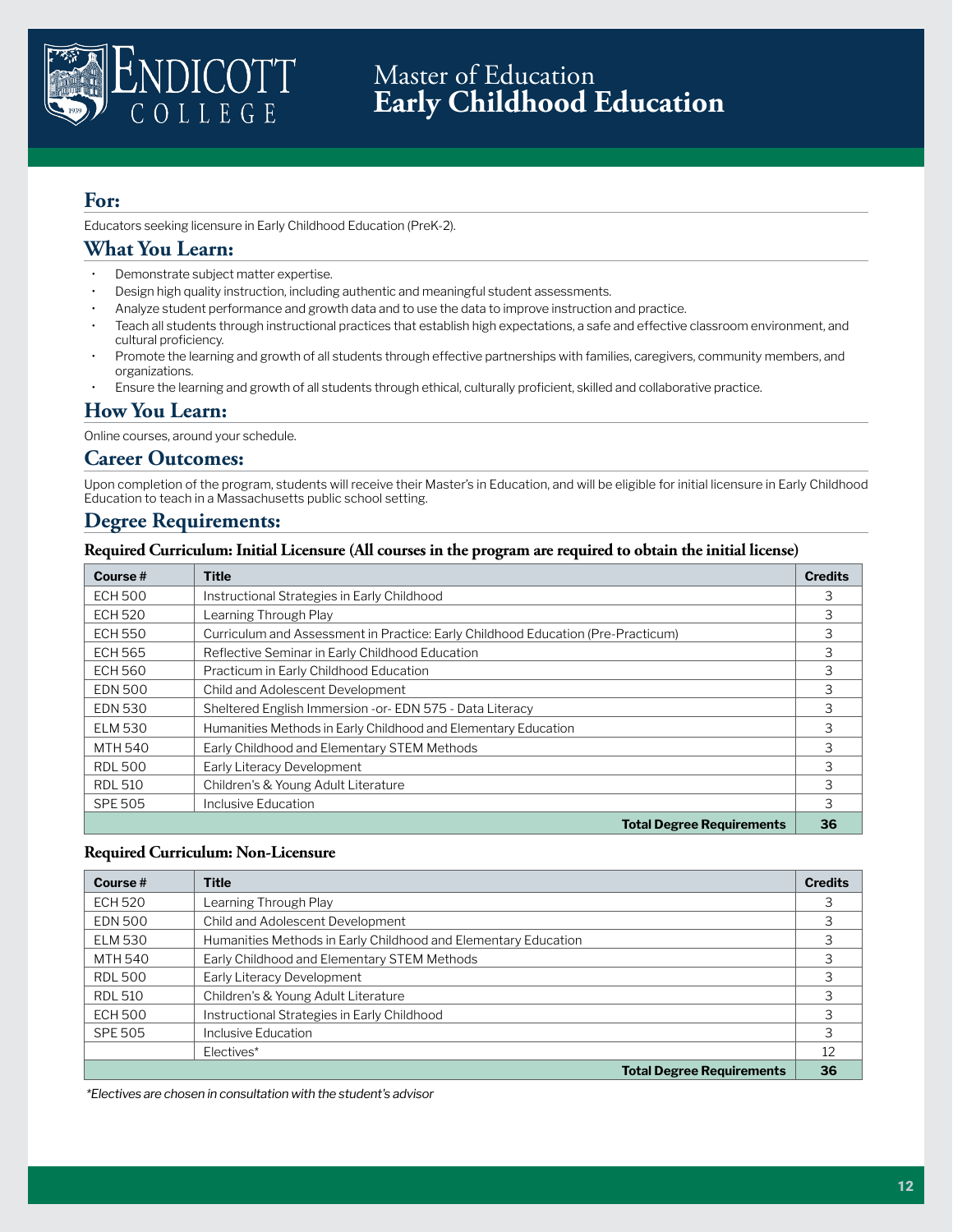# Master of Education
# Early Childhood Education

## For:

Educators seeking licensure in Early Childhood Education (PreK-2).

## What You Learn:

- Demonstrate subject matter expertise.
- Design high quality instruction, including authentic and meaningful student assessments.
- Analyze student performance and growth data and to use the data to improve instruction and practice.
- Teach all students through instructional practices that establish high expectations, a safe and effective classroom environment, and cultural proficiency.
- Promote the learning and growth of all students through effective partnerships with families, caregivers, community members, and organizations.
- Ensure the learning and growth of all students through ethical, culturally proficient, skilled and collaborative practice.

## How You Learn:

Online courses, around your schedule.

## Career Outcomes:

Upon completion of the program, students will receive their Master's in Education, and will be eligible for initial licensure in Early Childhood Education to teach in a Massachusetts public school setting.

## Degree Requirements:

### Required Curriculum: Initial Licensure (All courses in the program are required to obtain the initial license)

| Course # | Title | Credits |
|---|---|---|
| ECH 500 | Instructional Strategies in Early Childhood | 3 |
| ECH 520 | Learning Through Play | 3 |
| ECH 550 | Curriculum and Assessment in Practice: Early Childhood Education (Pre-Practicum) | 3 |
| ECH 565 | Reflective Seminar in Early Childhood Education | 3 |
| ECH 560 | Practicum in Early Childhood Education | 3 |
| EDN 500 | Child and Adolescent Development | 3 |
| EDN 530 | Sheltered English Immersion -or- EDN 575 - Data Literacy | 3 |
| ELM 530 | Humanities Methods in Early Childhood and Elementary Education | 3 |
| MTH 540 | Early Childhood and Elementary STEM Methods | 3 |
| RDL 500 | Early Literacy Development | 3 |
| RDL 510 | Children's & Young Adult Literature | 3 |
| SPE 505 | Inclusive Education | 3 |
| | **Total Degree Requirements** | **36** |

### Required Curriculum: Non-Licensure

| Course # | Title | Credits |
|---|---|---|
| ECH 520 | Learning Through Play | 3 |
| EDN 500 | Child and Adolescent Development | 3 |
| ELM 530 | Humanities Methods in Early Childhood and Elementary Education | 3 |
| MTH 540 | Early Childhood and Elementary STEM Methods | 3 |
| RDL 500 | Early Literacy Development | 3 |
| RDL 510 | Children's & Young Adult Literature | 3 |
| ECH 500 | Instructional Strategies in Early Childhood | 3 |
| SPE 505 | Inclusive Education | 3 |
| | Electives* | 12 |
| | **Total Degree Requirements** | **36** |

*\*Electives are chosen in consultation with the student's advisor*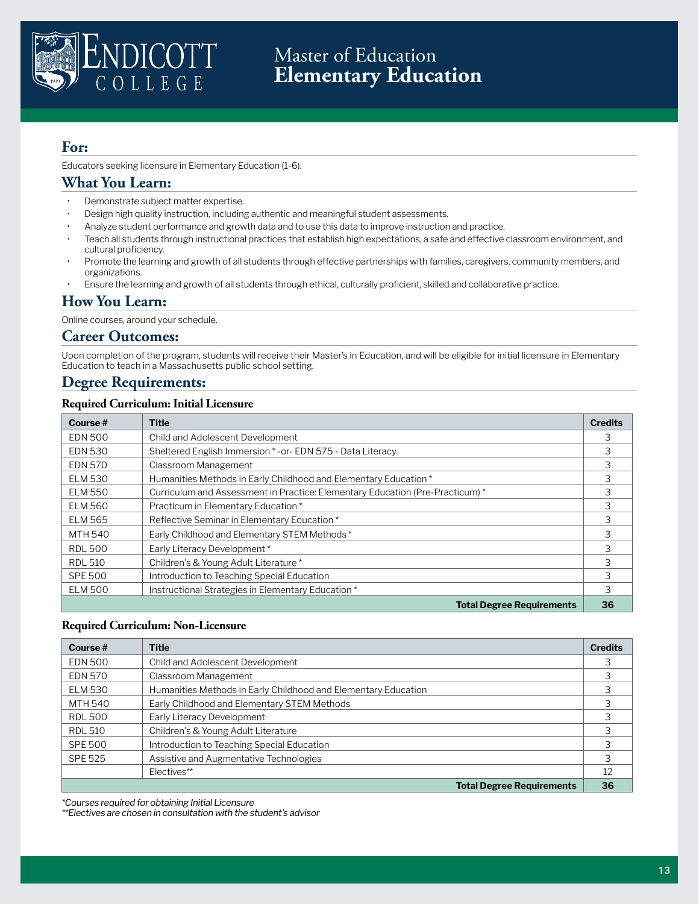# Master of Education
# Elementary Education

## For:

Educators seeking licensure in Elementary Education (1-6).

## What You Learn:

- Demonstrate subject matter expertise.
- Design high quality instruction, including authentic and meaningful student assessments.
- Analyze student performance and growth data and to use this data to improve instruction and practice.
- Teach all students through instructional practices that establish high expectations, a safe and effective classroom environment, and cultural proficiency.
- Promote the learning and growth of all students through effective partnerships with families, caregivers, community members, and organizations.
- Ensure the learning and growth of all students through ethical, culturally proficient, skilled and collaborative practice.

## How You Learn:

Online courses, around your schedule.

## Career Outcomes:

Upon completion of the program, students will receive their Master's in Education, and will be eligible for initial licensure in Elementary Education to teach in a Massachusetts public school setting.

## Degree Requirements:

### Required Curriculum: Initial Licensure

| Course # | Title | Credits |
|---|---|---|
| EDN 500 | Child and Adolescent Development | 3 |
| EDN 530 | Sheltered English Immersion * -or- EDN 575 - Data Literacy | 3 |
| EDN 570 | Classroom Management | 3 |
| ELM 530 | Humanities Methods in Early Childhood and Elementary Education * | 3 |
| ELM 550 | Curriculum and Assessment in Practice: Elementary Education (Pre-Practicum) * | 3 |
| ELM 560 | Practicum in Elementary Education * | 3 |
| ELM 565 | Reflective Seminar in Elementary Education * | 3 |
| MTH 540 | Early Childhood and Elementary STEM Methods * | 3 |
| RDL 500 | Early Literacy Development * | 3 |
| RDL 510 | Children's & Young Adult Literature * | 3 |
| SPE 500 | Introduction to Teaching Special Education | 3 |
| ELM 500 | Instructional Strategies in Elementary Education * | 3 |
| | **Total Degree Requirements** | **36** |

### Required Curriculum: Non-Licensure

| Course # | Title | Credits |
|---|---|---|
| EDN 500 | Child and Adolescent Development | 3 |
| EDN 570 | Classroom Management | 3 |
| ELM 530 | Humanities Methods in Early Childhood and Elementary Education | 3 |
| MTH 540 | Early Childhood and Elementary STEM Methods | 3 |
| RDL 500 | Early Literacy Development | 3 |
| RDL 510 | Children's & Young Adult Literature | 3 |
| SPE 500 | Introduction to Teaching Special Education | 3 |
| SPE 525 | Assistive and Augmentative Technologies | 3 |
| | Electives** | 12 |
| | **Total Degree Requirements** | **36** |

*\*Courses required for obtaining Initial Licensure*
*\*\*Electives are chosen in consultation with the student's advisor*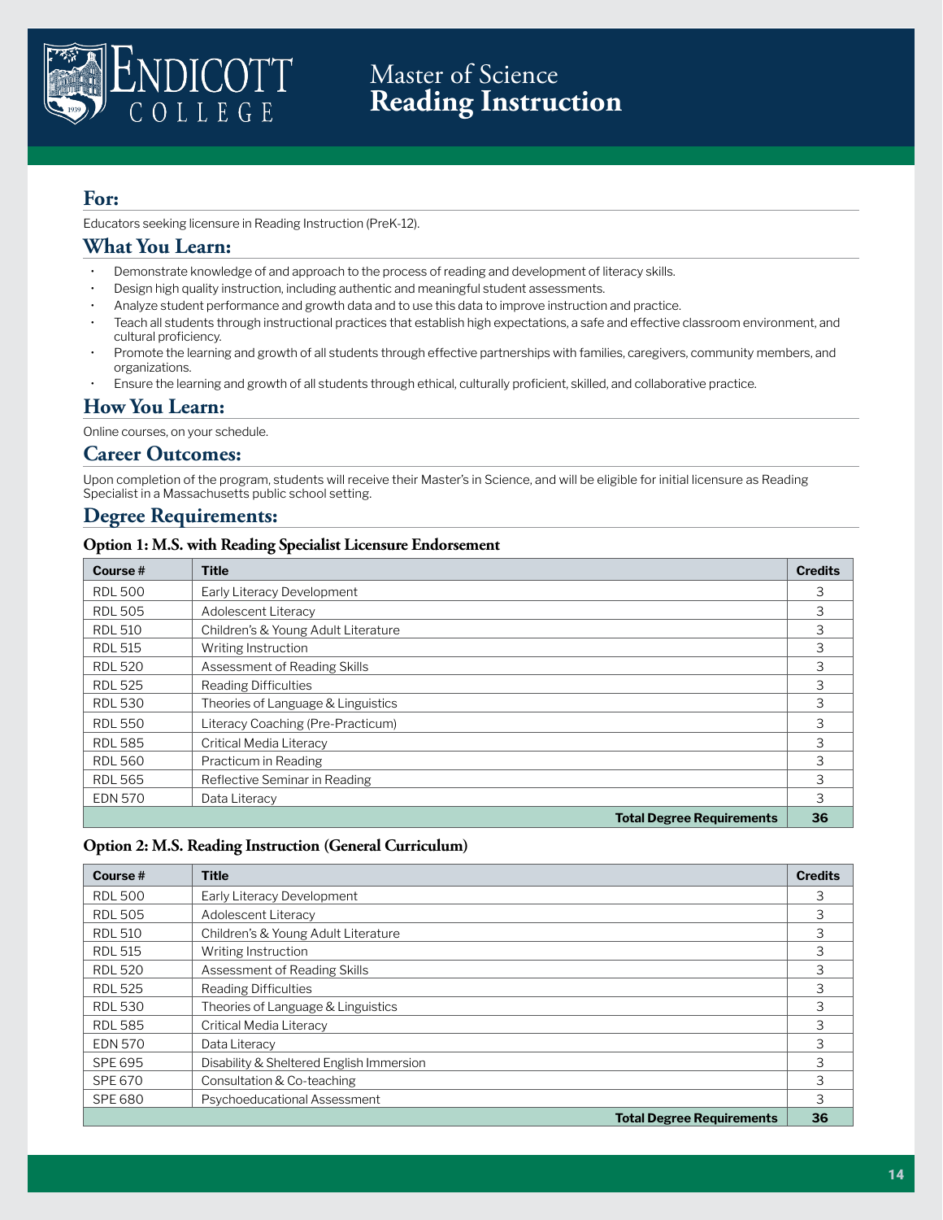# Master of Science
# Reading Instruction

## For:

Educators seeking licensure in Reading Instruction (PreK-12).

## What You Learn:

- Demonstrate knowledge of and approach to the process of reading and development of literacy skills.
- Design high quality instruction, including authentic and meaningful student assessments.
- Analyze student performance and growth data and to use this data to improve instruction and practice.
- Teach all students through instructional practices that establish high expectations, a safe and effective classroom environment, and cultural proficiency.
- Promote the learning and growth of all students through effective partnerships with families, caregivers, community members, and organizations.
- Ensure the learning and growth of all students through ethical, culturally proficient, skilled, and collaborative practice.

## How You Learn:

Online courses, on your schedule.

## Career Outcomes:

Upon completion of the program, students will receive their Master's in Science, and will be eligible for initial licensure as Reading Specialist in a Massachusetts public school setting.

## Degree Requirements:

### Option 1: M.S. with Reading Specialist Licensure Endorsement

| Course # | Title | Credits |
|---|---|---|
| RDL 500 | Early Literacy Development | 3 |
| RDL 505 | Adolescent Literacy | 3 |
| RDL 510 | Children's & Young Adult Literature | 3 |
| RDL 515 | Writing Instruction | 3 |
| RDL 520 | Assessment of Reading Skills | 3 |
| RDL 525 | Reading Difficulties | 3 |
| RDL 530 | Theories of Language & Linguistics | 3 |
| RDL 550 | Literacy Coaching (Pre-Practicum) | 3 |
| RDL 585 | Critical Media Literacy | 3 |
| RDL 560 | Practicum in Reading | 3 |
| RDL 565 | Reflective Seminar in Reading | 3 |
| EDN 570 | Data Literacy | 3 |
| | **Total Degree Requirements** | **36** |

### Option 2: M.S. Reading Instruction (General Curriculum)

| Course # | Title | Credits |
|---|---|---|
| RDL 500 | Early Literacy Development | 3 |
| RDL 505 | Adolescent Literacy | 3 |
| RDL 510 | Children's & Young Adult Literature | 3 |
| RDL 515 | Writing Instruction | 3 |
| RDL 520 | Assessment of Reading Skills | 3 |
| RDL 525 | Reading Difficulties | 3 |
| RDL 530 | Theories of Language & Linguistics | 3 |
| RDL 585 | Critical Media Literacy | 3 |
| EDN 570 | Data Literacy | 3 |
| SPE 695 | Disability & Sheltered English Immersion | 3 |
| SPE 670 | Consultation & Co-teaching | 3 |
| SPE 680 | Psychoeducational Assessment | 3 |
| | **Total Degree Requirements** | **36** |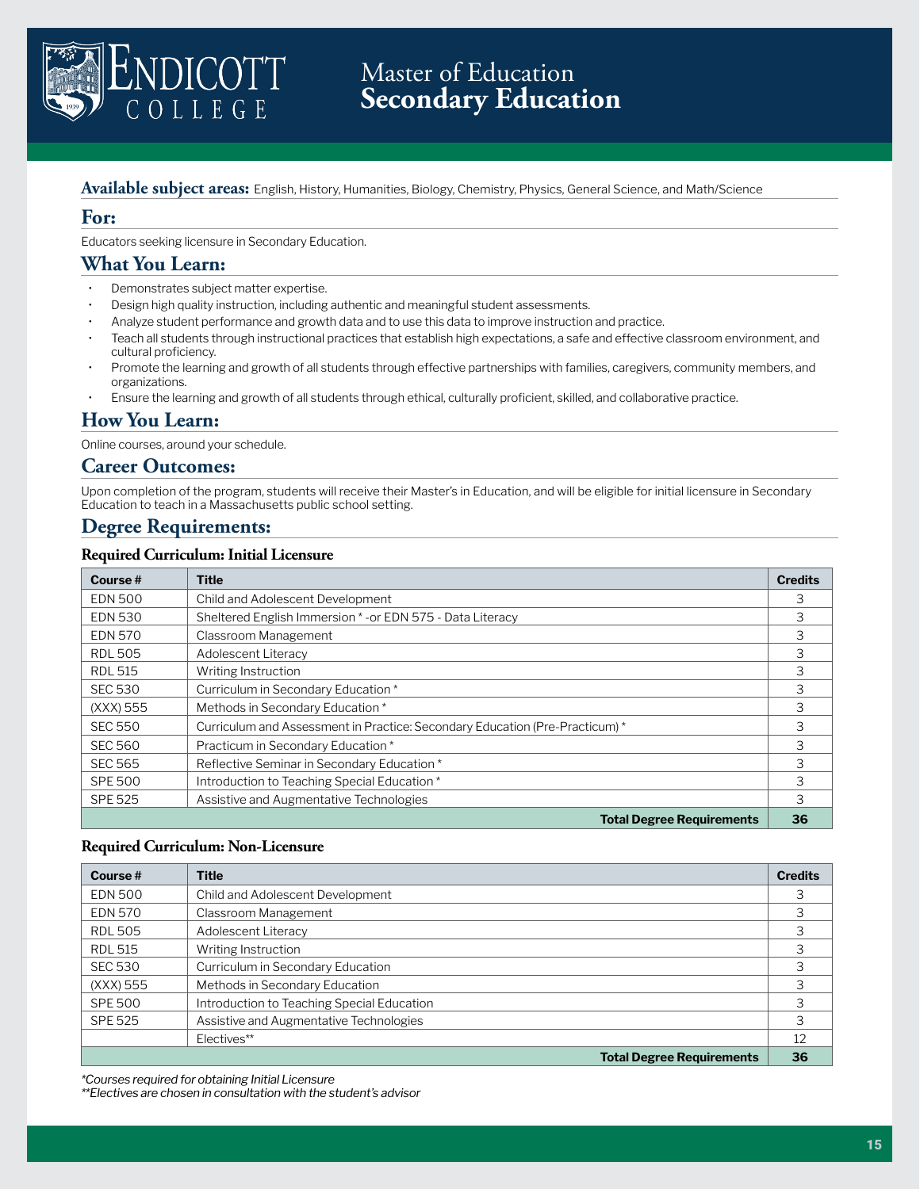# Master of Education
# Secondary Education

**Available subject areas:** English, History, Humanities, Biology, Chemistry, Physics, General Science, and Math/Science

## For:

Educators seeking licensure in Secondary Education.

## What You Learn:

- Demonstrates subject matter expertise.
- Design high quality instruction, including authentic and meaningful student assessments.
- Analyze student performance and growth data and to use this data to improve instruction and practice.
- Teach all students through instructional practices that establish high expectations, a safe and effective classroom environment, and cultural proficiency.
- Promote the learning and growth of all students through effective partnerships with families, caregivers, community members, and organizations.
- Ensure the learning and growth of all students through ethical, culturally proficient, skilled, and collaborative practice.

## How You Learn:

Online courses, around your schedule.

## Career Outcomes:

Upon completion of the program, students will receive their Master's in Education, and will be eligible for initial licensure in Secondary Education to teach in a Massachusetts public school setting.

## Degree Requirements:

### Required Curriculum: Initial Licensure

| Course # | Title | Credits |
|---|---|---|
| EDN 500 | Child and Adolescent Development | 3 |
| EDN 530 | Sheltered English Immersion * -or EDN 575 - Data Literacy | 3 |
| EDN 570 | Classroom Management | 3 |
| RDL 505 | Adolescent Literacy | 3 |
| RDL 515 | Writing Instruction | 3 |
| SEC 530 | Curriculum in Secondary Education * | 3 |
| (XXX) 555 | Methods in Secondary Education * | 3 |
| SEC 550 | Curriculum and Assessment in Practice: Secondary Education (Pre-Practicum) * | 3 |
| SEC 560 | Practicum in Secondary Education * | 3 |
| SEC 565 | Reflective Seminar in Secondary Education * | 3 |
| SPE 500 | Introduction to Teaching Special Education * | 3 |
| SPE 525 | Assistive and Augmentative Technologies | 3 |
| | **Total Degree Requirements** | **36** |

### Required Curriculum: Non-Licensure

| Course # | Title | Credits |
|---|---|---|
| EDN 500 | Child and Adolescent Development | 3 |
| EDN 570 | Classroom Management | 3 |
| RDL 505 | Adolescent Literacy | 3 |
| RDL 515 | Writing Instruction | 3 |
| SEC 530 | Curriculum in Secondary Education | 3 |
| (XXX) 555 | Methods in Secondary Education | 3 |
| SPE 500 | Introduction to Teaching Special Education | 3 |
| SPE 525 | Assistive and Augmentative Technologies | 3 |
| | Electives** | 12 |
| | **Total Degree Requirements** | **36** |

*\*Courses required for obtaining Initial Licensure*
*\*\*Electives are chosen in consultation with the student's advisor*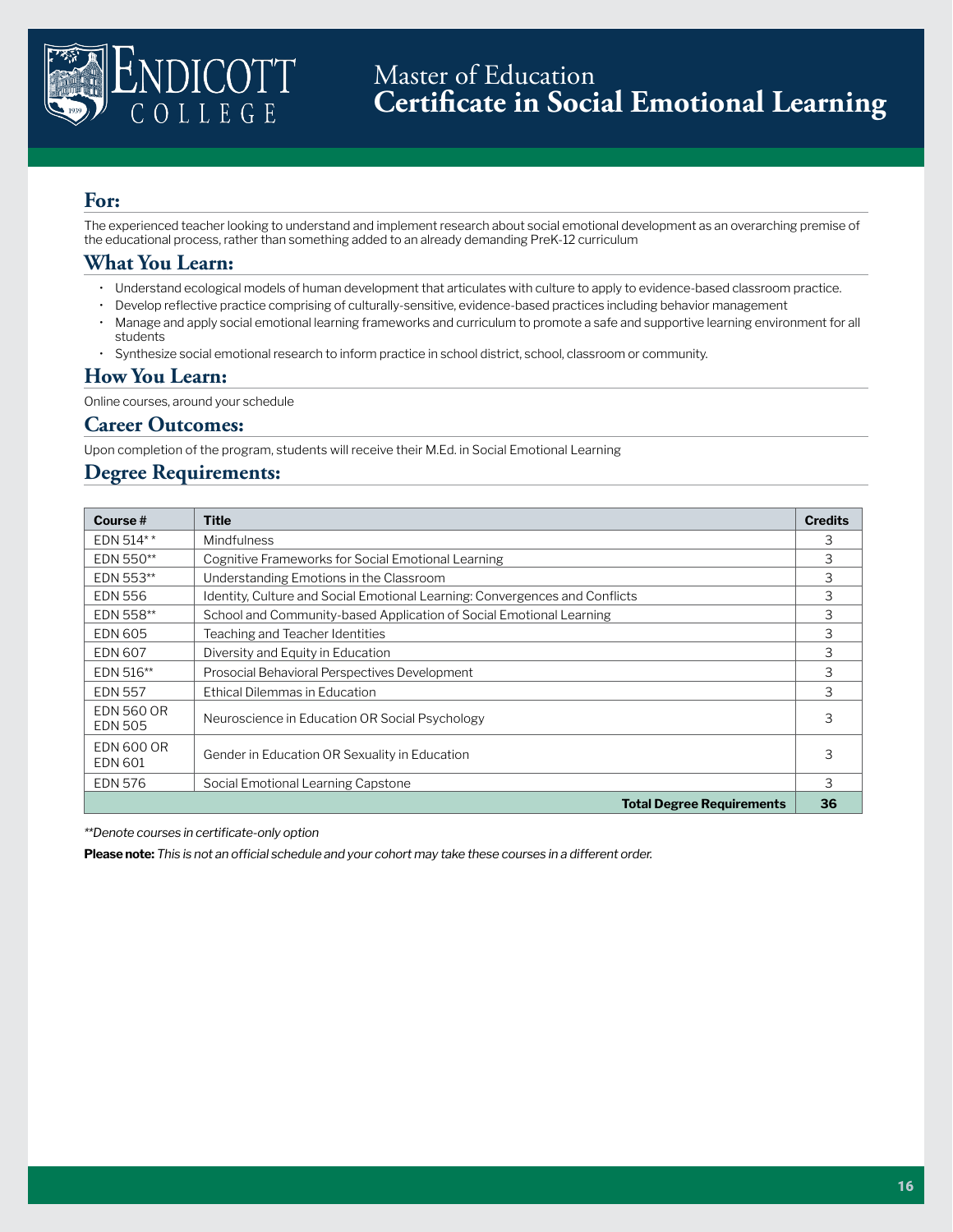ENDICOTT COLLEGE

# Master of Education
# Certificate in Social Emotional Learning

## For:

The experienced teacher looking to understand and implement research about social emotional development as an overarching premise of the educational process, rather than something added to an already demanding PreK-12 curriculum

## What You Learn:

- Understand ecological models of human development that articulates with culture to apply to evidence-based classroom practice.
- Develop reflective practice comprising of culturally-sensitive, evidence-based practices including behavior management
- Manage and apply social emotional learning frameworks and curriculum to promote a safe and supportive learning environment for all students
- Synthesize social emotional research to inform practice in school district, school, classroom or community.

## How You Learn:

Online courses, around your schedule

## Career Outcomes:

Upon completion of the program, students will receive their M.Ed. in Social Emotional Learning

## Degree Requirements:

| Course # | Title | Credits |
|---|---|---|
| EDN 514** | Mindfulness | 3 |
| EDN 550** | Cognitive Frameworks for Social Emotional Learning | 3 |
| EDN 553** | Understanding Emotions in the Classroom | 3 |
| EDN 556 | Identity, Culture and Social Emotional Learning: Convergences and Conflicts | 3 |
| EDN 558** | School and Community-based Application of Social Emotional Learning | 3 |
| EDN 605 | Teaching and Teacher Identities | 3 |
| EDN 607 | Diversity and Equity in Education | 3 |
| EDN 516** | Prosocial Behavioral Perspectives Development | 3 |
| EDN 557 | Ethical Dilemmas in Education | 3 |
| EDN 560 OR EDN 505 | Neuroscience in Education OR Social Psychology | 3 |
| EDN 600 OR EDN 601 | Gender in Education OR Sexuality in Education | 3 |
| EDN 576 | Social Emotional Learning Capstone | 3 |
| | **Total Degree Requirements** | **36** |

*\*\*Denote courses in certificate-only option*

**Please note:** *This is not an official schedule and your cohort may take these courses in a different order.*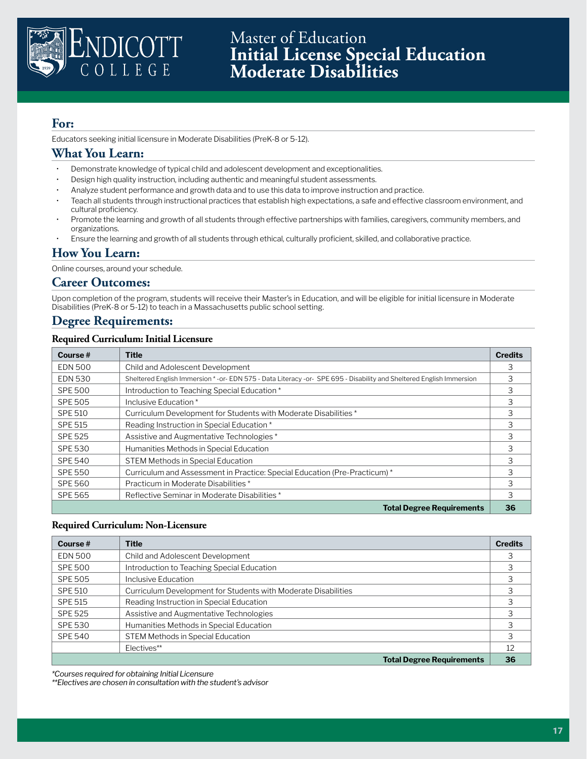# Master of Education
# Initial License Special Education Moderate Disabilities

## For:

Educators seeking initial licensure in Moderate Disabilities (PreK-8 or 5-12).

## What You Learn:

- Demonstrate knowledge of typical child and adolescent development and exceptionalities.
- Design high quality instruction, including authentic and meaningful student assessments.
- Analyze student performance and growth data and to use this data to improve instruction and practice.
- Teach all students through instructional practices that establish high expectations, a safe and effective classroom environment, and cultural proficiency.
- Promote the learning and growth of all students through effective partnerships with families, caregivers, community members, and organizations.
- Ensure the learning and growth of all students through ethical, culturally proficient, skilled, and collaborative practice.

## How You Learn:

Online courses, around your schedule.

## Career Outcomes:

Upon completion of the program, students will receive their Master's in Education, and will be eligible for initial licensure in Moderate Disabilities (PreK-8 or 5-12) to teach in a Massachusetts public school setting.

## Degree Requirements:

### Required Curriculum: Initial Licensure

| Course # | Title | Credits |
|---|---|---|
| EDN 500 | Child and Adolescent Development | 3 |
| EDN 530 | Sheltered English Immersion * -or- EDN 575 - Data Literacy -or- SPE 695 - Disability and Sheltered English Immersion | 3 |
| SPE 500 | Introduction to Teaching Special Education * | 3 |
| SPE 505 | Inclusive Education * | 3 |
| SPE 510 | Curriculum Development for Students with Moderate Disabilities * | 3 |
| SPE 515 | Reading Instruction in Special Education * | 3 |
| SPE 525 | Assistive and Augmentative Technologies * | 3 |
| SPE 530 | Humanities Methods in Special Education | 3 |
| SPE 540 | STEM Methods in Special Education | 3 |
| SPE 550 | Curriculum and Assessment in Practice: Special Education (Pre-Practicum) * | 3 |
| SPE 560 | Practicum in Moderate Disabilities * | 3 |
| SPE 565 | Reflective Seminar in Moderate Disabilities * | 3 |
| | **Total Degree Requirements** | **36** |

### Required Curriculum: Non-Licensure

| Course # | Title | Credits |
|---|---|---|
| EDN 500 | Child and Adolescent Development | 3 |
| SPE 500 | Introduction to Teaching Special Education | 3 |
| SPE 505 | Inclusive Education | 3 |
| SPE 510 | Curriculum Development for Students with Moderate Disabilities | 3 |
| SPE 515 | Reading Instruction in Special Education | 3 |
| SPE 525 | Assistive and Augmentative Technologies | 3 |
| SPE 530 | Humanities Methods in Special Education | 3 |
| SPE 540 | STEM Methods in Special Education | 3 |
| | Electives** | 12 |
| | **Total Degree Requirements** | **36** |

*\*Courses required for obtaining Initial Licensure*
*\*\*Electives are chosen in consultation with the student's advisor*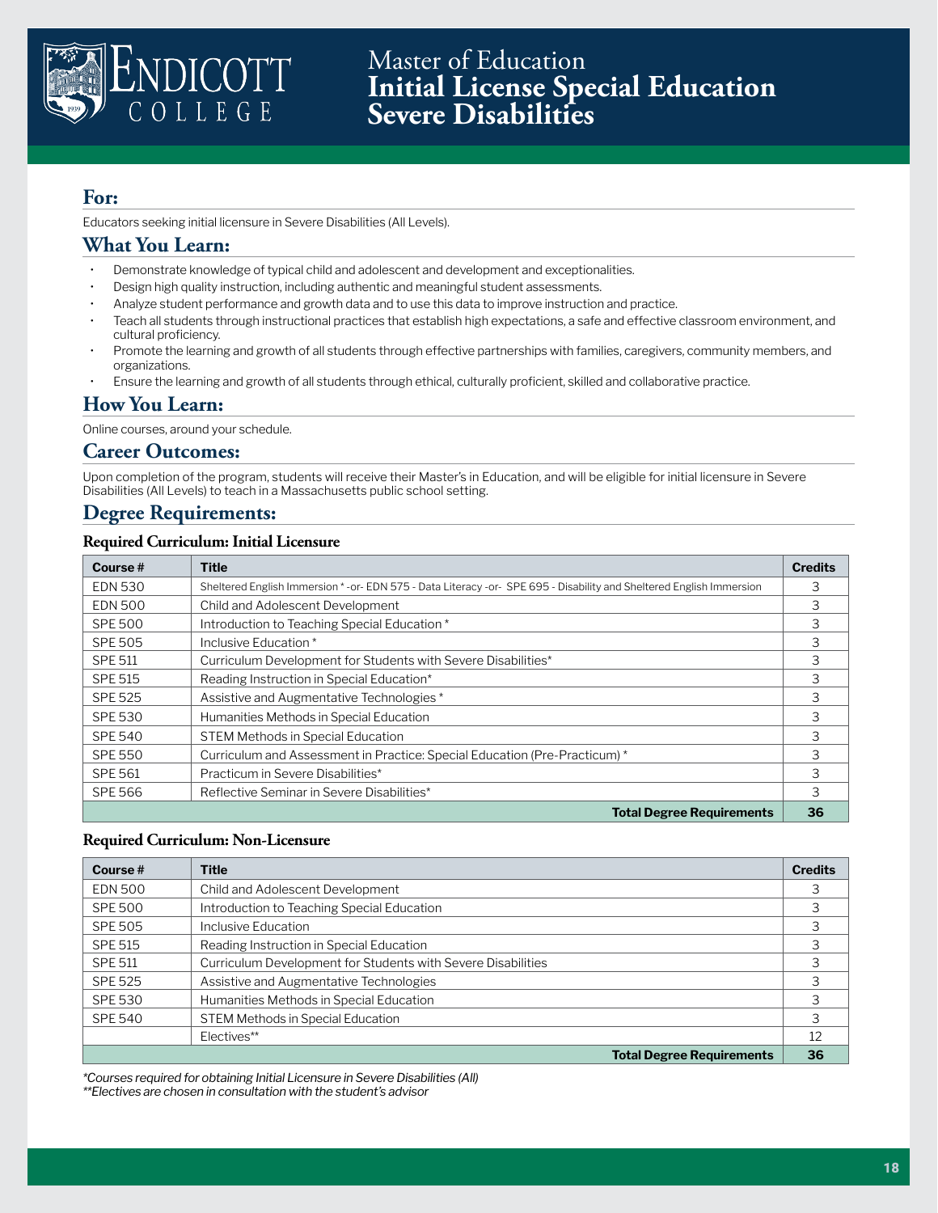# Master of Education
# Initial License Special Education Severe Disabilities

## For:

Educators seeking initial licensure in Severe Disabilities (All Levels).

## What You Learn:

- Demonstrate knowledge of typical child and adolescent and development and exceptionalities.
- Design high quality instruction, including authentic and meaningful student assessments.
- Analyze student performance and growth data and to use this data to improve instruction and practice.
- Teach all students through instructional practices that establish high expectations, a safe and effective classroom environment, and cultural proficiency.
- Promote the learning and growth of all students through effective partnerships with families, caregivers, community members, and organizations.
- Ensure the learning and growth of all students through ethical, culturally proficient, skilled and collaborative practice.

## How You Learn:

Online courses, around your schedule.

## Career Outcomes:

Upon completion of the program, students will receive their Master's in Education, and will be eligible for initial licensure in Severe Disabilities (All Levels) to teach in a Massachusetts public school setting.

## Degree Requirements:

### Required Curriculum: Initial Licensure

| Course # | Title | Credits |
|---|---|---|
| EDN 530 | Sheltered English Immersion * -or- EDN 575 - Data Literacy -or- SPE 695 - Disability and Sheltered English Immersion | 3 |
| EDN 500 | Child and Adolescent Development | 3 |
| SPE 500 | Introduction to Teaching Special Education * | 3 |
| SPE 505 | Inclusive Education * | 3 |
| SPE 511 | Curriculum Development for Students with Severe Disabilities* | 3 |
| SPE 515 | Reading Instruction in Special Education* | 3 |
| SPE 525 | Assistive and Augmentative Technologies * | 3 |
| SPE 530 | Humanities Methods in Special Education | 3 |
| SPE 540 | STEM Methods in Special Education | 3 |
| SPE 550 | Curriculum and Assessment in Practice: Special Education (Pre-Practicum) * | 3 |
| SPE 561 | Practicum in Severe Disabilities* | 3 |
| SPE 566 | Reflective Seminar in Severe Disabilities* | 3 |
| | **Total Degree Requirements** | **36** |

### Required Curriculum: Non-Licensure

| Course # | Title | Credits |
|---|---|---|
| EDN 500 | Child and Adolescent Development | 3 |
| SPE 500 | Introduction to Teaching Special Education | 3 |
| SPE 505 | Inclusive Education | 3 |
| SPE 515 | Reading Instruction in Special Education | 3 |
| SPE 511 | Curriculum Development for Students with Severe Disabilities | 3 |
| SPE 525 | Assistive and Augmentative Technologies | 3 |
| SPE 530 | Humanities Methods in Special Education | 3 |
| SPE 540 | STEM Methods in Special Education | 3 |
| | Electives** | 12 |
| | **Total Degree Requirements** | **36** |

*\*Courses required for obtaining Initial Licensure in Severe Disabilities (All)*
*\*\*Electives are chosen in consultation with the student's advisor*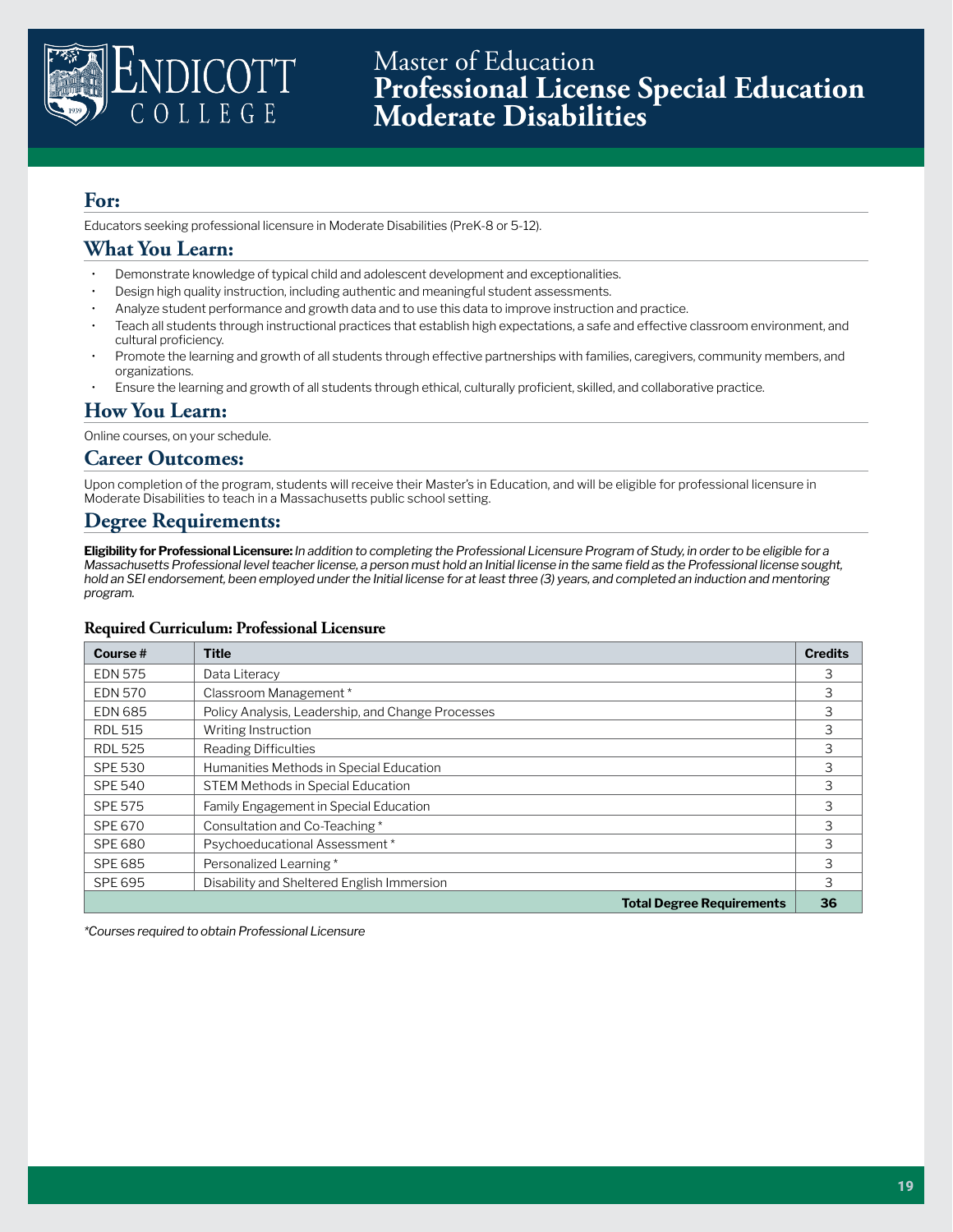# Master of Education
# Professional License Special Education Moderate Disabilities

## For:

Educators seeking professional licensure in Moderate Disabilities (PreK-8 or 5-12).

## What You Learn:

- Demonstrate knowledge of typical child and adolescent development and exceptionalities.
- Design high quality instruction, including authentic and meaningful student assessments.
- Analyze student performance and growth data and to use this data to improve instruction and practice.
- Teach all students through instructional practices that establish high expectations, a safe and effective classroom environment, and cultural proficiency.
- Promote the learning and growth of all students through effective partnerships with families, caregivers, community members, and organizations.
- Ensure the learning and growth of all students through ethical, culturally proficient, skilled, and collaborative practice.

## How You Learn:

Online courses, on your schedule.

## Career Outcomes:

Upon completion of the program, students will receive their Master's in Education, and will be eligible for professional licensure in Moderate Disabilities to teach in a Massachusetts public school setting.

## Degree Requirements:

**Eligibility for Professional Licensure:** *In addition to completing the Professional Licensure Program of Study, in order to be eligible for a Massachusetts Professional level teacher license, a person must hold an Initial license in the same field as the Professional license sought, hold an SEI endorsement, been employed under the Initial license for at least three (3) years, and completed an induction and mentoring program.*

### Required Curriculum: Professional Licensure

| Course # | Title | Credits |
|---|---|---|
| EDN 575 | Data Literacy | 3 |
| EDN 570 | Classroom Management * | 3 |
| EDN 685 | Policy Analysis, Leadership, and Change Processes | 3 |
| RDL 515 | Writing Instruction | 3 |
| RDL 525 | Reading Difficulties | 3 |
| SPE 530 | Humanities Methods in Special Education | 3 |
| SPE 540 | STEM Methods in Special Education | 3 |
| SPE 575 | Family Engagement in Special Education | 3 |
| SPE 670 | Consultation and Co-Teaching * | 3 |
| SPE 680 | Psychoeducational Assessment * | 3 |
| SPE 685 | Personalized Learning * | 3 |
| SPE 695 | Disability and Sheltered English Immersion | 3 |
| | **Total Degree Requirements** | **36** |

*\*Courses required to obtain Professional Licensure*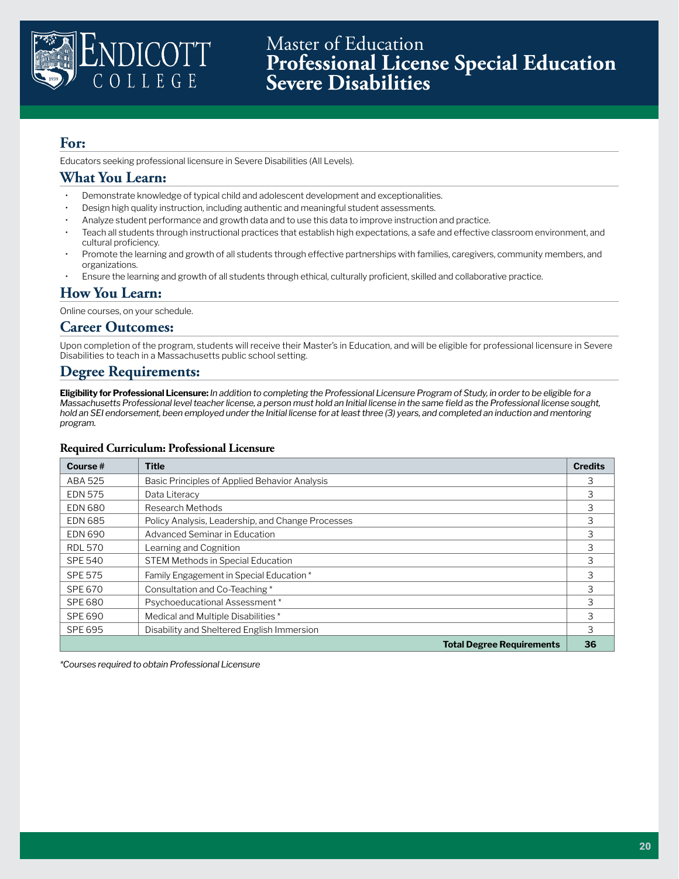# Master of Education
# **Professional License Special Education Severe Disabilities**

## For:

Educators seeking professional licensure in Severe Disabilities (All Levels).

## What You Learn:

- Demonstrate knowledge of typical child and adolescent development and exceptionalities.
- Design high quality instruction, including authentic and meaningful student assessments.
- Analyze student performance and growth data and to use this data to improve instruction and practice.
- Teach all students through instructional practices that establish high expectations, a safe and effective classroom environment, and cultural proficiency.
- Promote the learning and growth of all students through effective partnerships with families, caregivers, community members, and organizations.
- Ensure the learning and growth of all students through ethical, culturally proficient, skilled and collaborative practice.

## How You Learn:

Online courses, on your schedule.

## Career Outcomes:

Upon completion of the program, students will receive their Master's in Education, and will be eligible for professional licensure in Severe Disabilities to teach in a Massachusetts public school setting.

## Degree Requirements:

**Eligibility for Professional Licensure:** *In addition to completing the Professional Licensure Program of Study, in order to be eligible for a Massachusetts Professional level teacher license, a person must hold an Initial license in the same field as the Professional license sought, hold an SEI endorsement, been employed under the Initial license for at least three (3) years, and completed an induction and mentoring program.*

### Required Curriculum: Professional Licensure

| Course # | Title | Credits |
|---|---|---|
| ABA 525 | Basic Principles of Applied Behavior Analysis | 3 |
| EDN 575 | Data Literacy | 3 |
| EDN 680 | Research Methods | 3 |
| EDN 685 | Policy Analysis, Leadership, and Change Processes | 3 |
| EDN 690 | Advanced Seminar in Education | 3 |
| RDL 570 | Learning and Cognition | 3 |
| SPE 540 | STEM Methods in Special Education | 3 |
| SPE 575 | Family Engagement in Special Education * | 3 |
| SPE 670 | Consultation and Co-Teaching * | 3 |
| SPE 680 | Psychoeducational Assessment * | 3 |
| SPE 690 | Medical and Multiple Disabilities * | 3 |
| SPE 695 | Disability and Sheltered English Immersion | 3 |
| | **Total Degree Requirements** | **36** |

*\*Courses required to obtain Professional Licensure*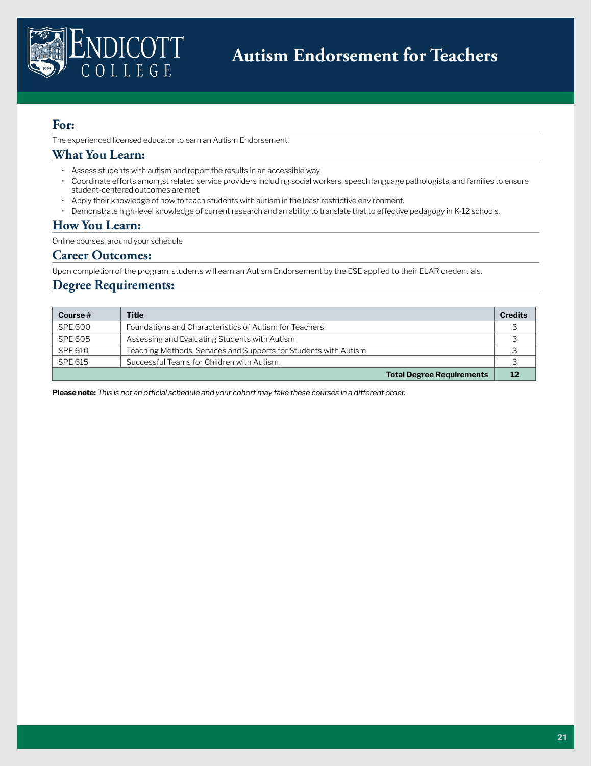# Autism Endorsement for Teachers

## For:

The experienced licensed educator to earn an Autism Endorsement.

## What You Learn:

- Assess students with autism and report the results in an accessible way.
- Coordinate efforts amongst related service providers including social workers, speech language pathologists, and families to ensure student-centered outcomes are met.
- Apply their knowledge of how to teach students with autism in the least restrictive environment.
- Demonstrate high-level knowledge of current research and an ability to translate that to effective pedagogy in K-12 schools.

## How You Learn:

Online courses, around your schedule

## Career Outcomes:

Upon completion of the program, students will earn an Autism Endorsement by the ESE applied to their ELAR credentials.

## Degree Requirements:

| Course # | Title | Credits |
|---|---|---|
| SPE 600 | Foundations and Characteristics of Autism for Teachers | 3 |
| SPE 605 | Assessing and Evaluating Students with Autism | 3 |
| SPE 610 | Teaching Methods, Services and Supports for Students with Autism | 3 |
| SPE 615 | Successful Teams for Children with Autism | 3 |
| | **Total Degree Requirements** | **12** |

**Please note:** *This is not an official schedule and your cohort may take these courses in a different order.*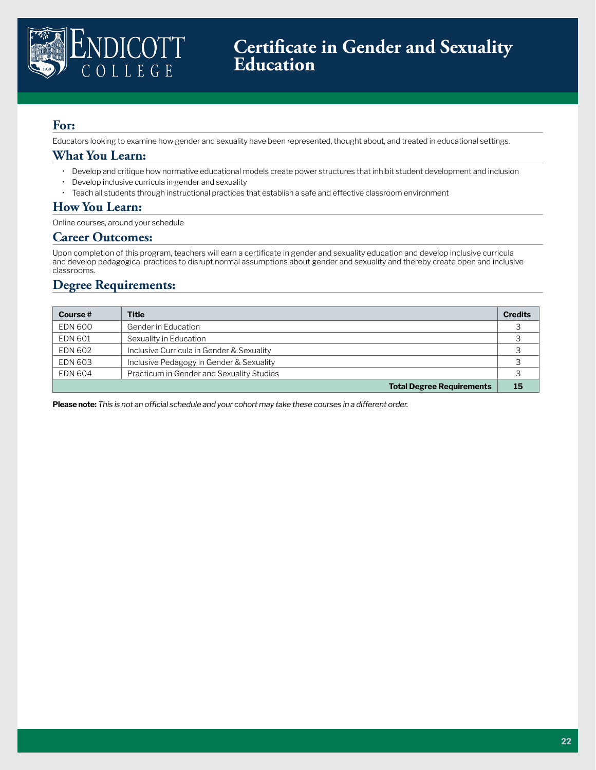# Certificate in Gender and Sexuality Education

## For:

Educators looking to examine how gender and sexuality have been represented, thought about, and treated in educational settings.

## What You Learn:

- Develop and critique how normative educational models create power structures that inhibit student development and inclusion
- Develop inclusive curricula in gender and sexuality
- Teach all students through instructional practices that establish a safe and effective classroom environment

## How You Learn:

Online courses, around your schedule

## Career Outcomes:

Upon completion of this program, teachers will earn a certificate in gender and sexuality education and develop inclusive curricula and develop pedagogical practices to disrupt normal assumptions about gender and sexuality and thereby create open and inclusive classrooms.

## Degree Requirements:

| Course # | Title | Credits |
|---|---|---|
| EDN 600 | Gender in Education | 3 |
| EDN 601 | Sexuality in Education | 3 |
| EDN 602 | Inclusive Curricula in Gender & Sexuality | 3 |
| EDN 603 | Inclusive Pedagogy in Gender & Sexuality | 3 |
| EDN 604 | Practicum in Gender and Sexuality Studies | 3 |
| | **Total Degree Requirements** | **15** |

**Please note:** *This is not an official schedule and your cohort may take these courses in a different order.*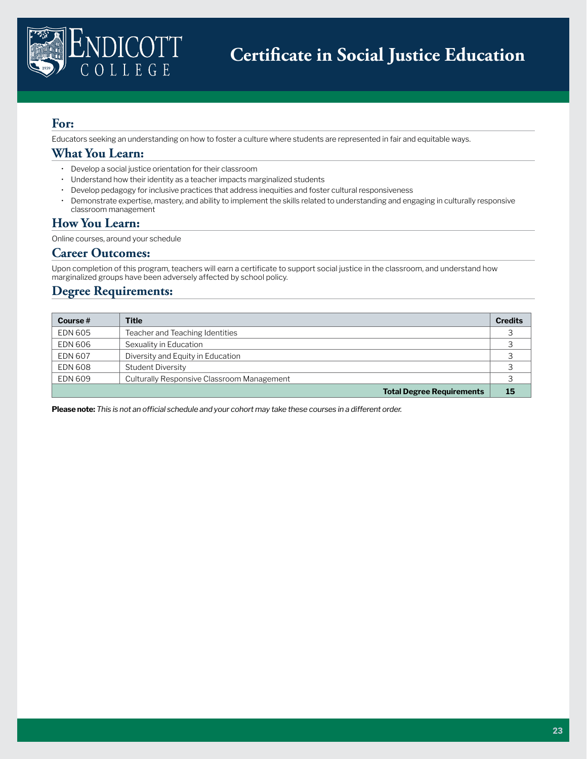# Certificate in Social Justice Education

## For:

Educators seeking an understanding on how to foster a culture where students are represented in fair and equitable ways.

## What You Learn:

- Develop a social justice orientation for their classroom
- Understand how their identity as a teacher impacts marginalized students
- Develop pedagogy for inclusive practices that address inequities and foster cultural responsiveness
- Demonstrate expertise, mastery, and ability to implement the skills related to understanding and engaging in culturally responsive classroom management

## How You Learn:

Online courses, around your schedule

## Career Outcomes:

Upon completion of this program, teachers will earn a certificate to support social justice in the classroom, and understand how marginalized groups have been adversely affected by school policy.

## Degree Requirements:

| Course # | Title | Credits |
|---|---|---|
| EDN 605 | Teacher and Teaching Identities | 3 |
| EDN 606 | Sexuality in Education | 3 |
| EDN 607 | Diversity and Equity in Education | 3 |
| EDN 608 | Student Diversity | 3 |
| EDN 609 | Culturally Responsive Classroom Management | 3 |
| | **Total Degree Requirements** | **15** |

**Please note:** *This is not an official schedule and your cohort may take these courses in a different order.*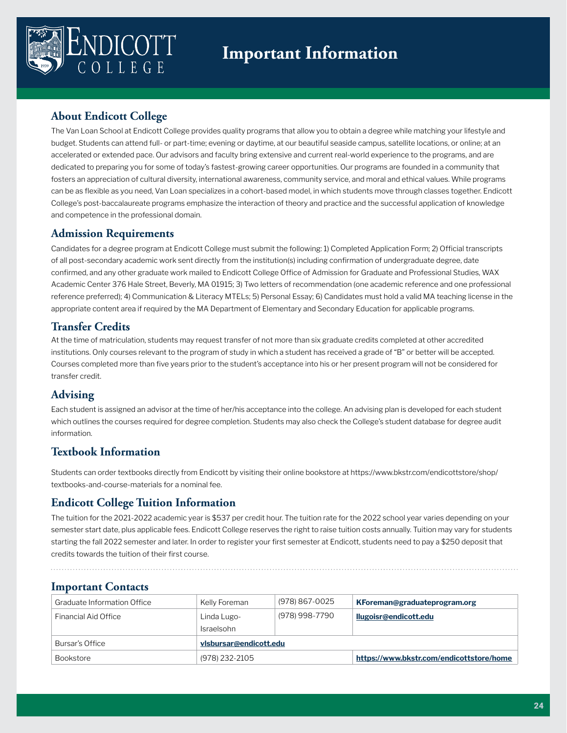# Important Information

## About Endicott College

The Van Loan School at Endicott College provides quality programs that allow you to obtain a degree while matching your lifestyle and budget. Students can attend full- or part-time; evening or daytime, at our beautiful seaside campus, satellite locations, or online; at an accelerated or extended pace. Our advisors and faculty bring extensive and current real-world experience to the programs, and are dedicated to preparing you for some of today's fastest-growing career opportunities. Our programs are founded in a community that fosters an appreciation of cultural diversity, international awareness, community service, and moral and ethical values. While programs can be as flexible as you need, Van Loan specializes in a cohort-based model, in which students move through classes together. Endicott College's post-baccalaureate programs emphasize the interaction of theory and practice and the successful application of knowledge and competence in the professional domain.

## Admission Requirements

Candidates for a degree program at Endicott College must submit the following: 1) Completed Application Form; 2) Official transcripts of all post-secondary academic work sent directly from the institution(s) including confirmation of undergraduate degree, date confirmed, and any other graduate work mailed to Endicott College Office of Admission for Graduate and Professional Studies, WAX Academic Center 376 Hale Street, Beverly, MA 01915; 3) Two letters of recommendation (one academic reference and one professional reference preferred); 4) Communication & Literacy MTELs; 5) Personal Essay; 6) Candidates must hold a valid MA teaching license in the appropriate content area if required by the MA Department of Elementary and Secondary Education for applicable programs.

## Transfer Credits

At the time of matriculation, students may request transfer of not more than six graduate credits completed at other accredited institutions. Only courses relevant to the program of study in which a student has received a grade of "B" or better will be accepted. Courses completed more than five years prior to the student's acceptance into his or her present program will not be considered for transfer credit.

## Advising

Each student is assigned an advisor at the time of her/his acceptance into the college. An advising plan is developed for each student which outlines the courses required for degree completion. Students may also check the College's student database for degree audit information.

## Textbook Information

Students can order textbooks directly from Endicott by visiting their online bookstore at https://www.bkstr.com/endicottstore/shop/textbooks-and-course-materials for a nominal fee.

## Endicott College Tuition Information

The tuition for the 2021-2022 academic year is $537 per credit hour. The tuition rate for the 2022 school year varies depending on your semester start date, plus applicable fees. Endicott College reserves the right to raise tuition costs annually. Tuition may vary for students starting the fall 2022 semester and later. In order to register your first semester at Endicott, students need to pay a $250 deposit that credits towards the tuition of their first course.

## Important Contacts

| | | | |
|---|---|---|---|
| Graduate Information Office | Kelly Foreman | (978) 867-0025 | **KForeman@graduateprogram.org** |
| Financial Aid Office | Linda Lugo-Israelsohn | (978) 998-7790 | **llugoisr@endicott.edu** |
| Bursar's Office | **vlsbursar@endicott.edu** | | |
| Bookstore | (978) 232-2105 | | **https://www.bkstr.com/endicottstore/home** |